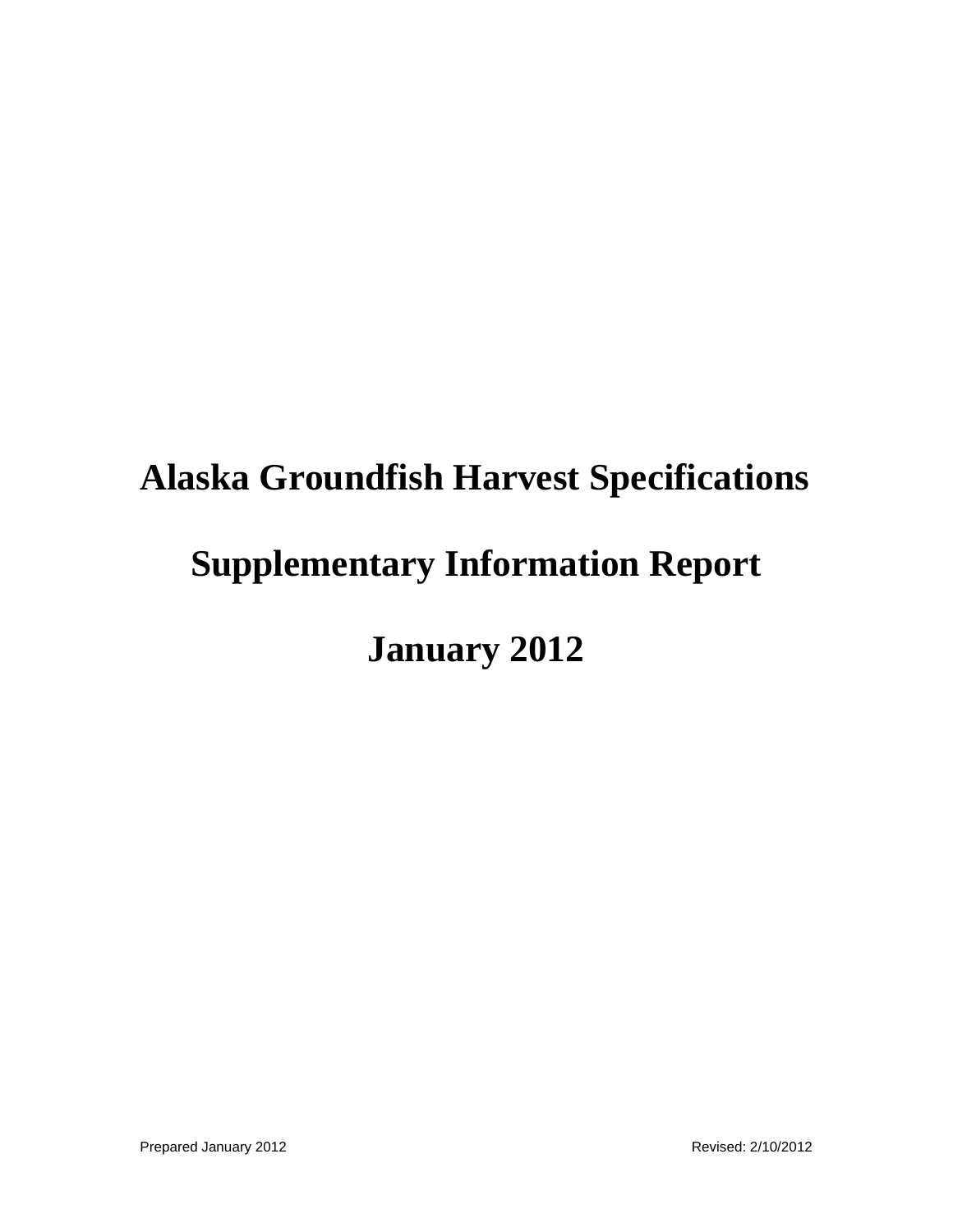# Alaska Groundfish Harvest Specifications

# Supplementary Information Report

# January 2012

Prepared January 2012 Revised: 2/10/2012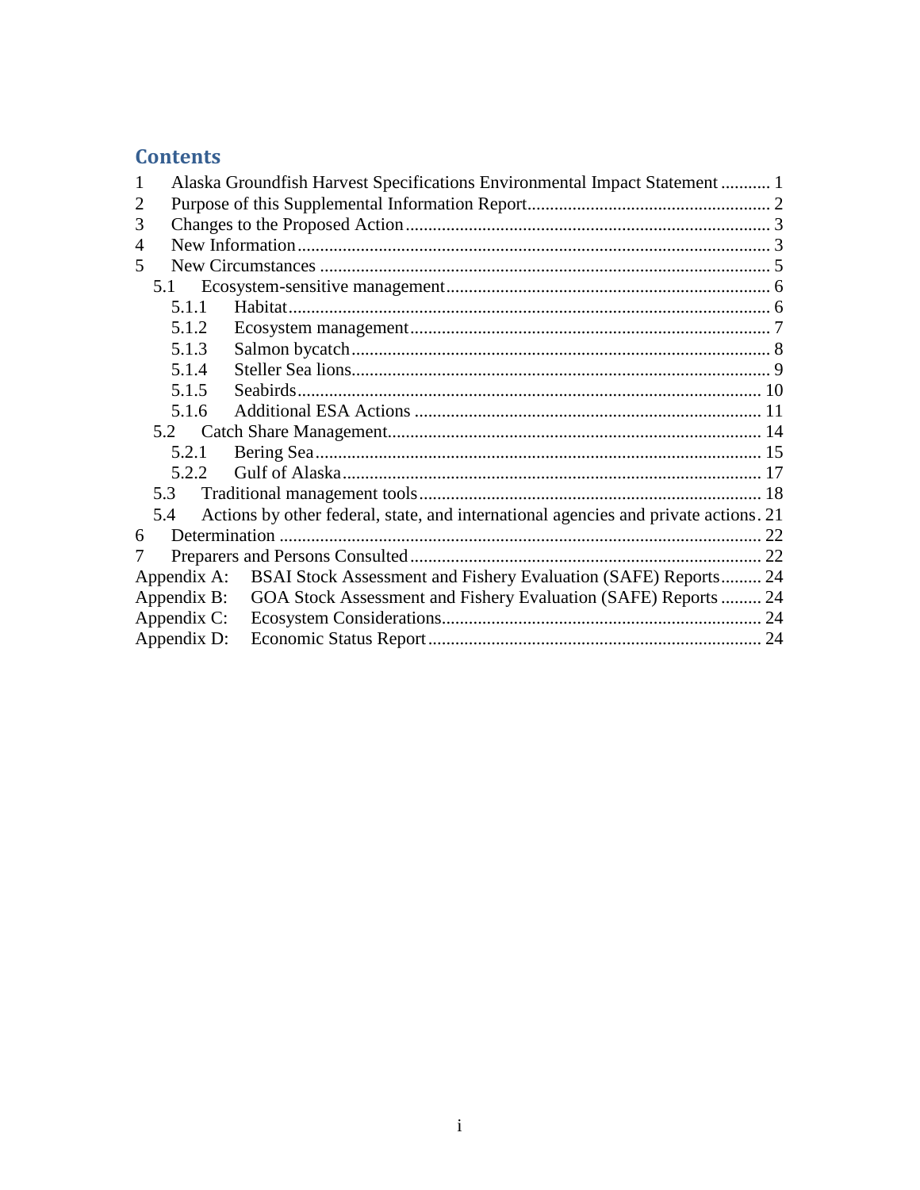# Contents

1 Alaska Groundfish Harvest Specifications Environmental Impact Statement ........... 1
2 Purpose of this Supplemental Information Report ........................................................ 2
3 Changes to the Proposed Action ................................................................................... 3
4 New Information ........................................................................................................... 3
5 New Circumstances ...................................................................................................... 5
  5.1 Ecosystem-sensitive management ............................................................................ 6
    5.1.1 Habitat ................................................................................................................. 6
    5.1.2 Ecosystem management ...................................................................................... 7
    5.1.3 Salmon bycatch ................................................................................................... 8
    5.1.4 Steller Sea lions ................................................................................................... 9
    5.1.5 Seabirds ............................................................................................................. 10
    5.1.6 Additional ESA Actions .................................................................................... 11
  5.2 Catch Share Management ........................................................................................ 14
    5.2.1 Bering Sea .......................................................................................................... 15
    5.2.2 Gulf of Alaska .................................................................................................... 17
  5.3 Traditional management tools ................................................................................. 18
  5.4 Actions by other federal, state, and international agencies and private actions. 21
6 Determination ............................................................................................................. 22
7 Preparers and Persons Consulted ............................................................................... 22
Appendix A: BSAI Stock Assessment and Fishery Evaluation (SAFE) Reports ......... 24
Appendix B: GOA Stock Assessment and Fishery Evaluation (SAFE) Reports ......... 24
Appendix C: Ecosystem Considerations ....................................................................... 24
Appendix D: Economic Status Report .......................................................................... 24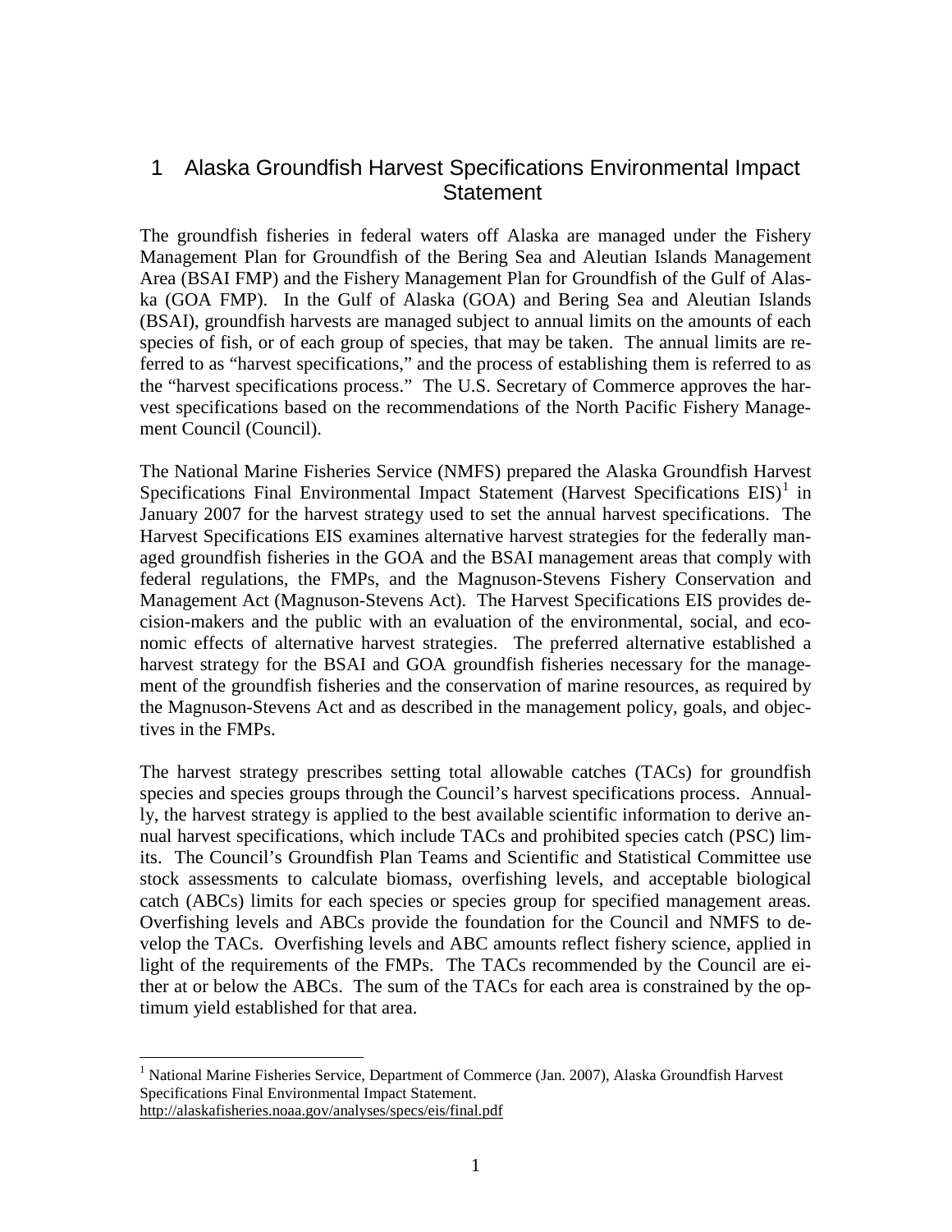# 1 Alaska Groundfish Harvest Specifications Environmental Impact Statement

The groundfish fisheries in federal waters off Alaska are managed under the Fishery Management Plan for Groundfish of the Bering Sea and Aleutian Islands Management Area (BSAI FMP) and the Fishery Management Plan for Groundfish of the Gulf of Alaska (GOA FMP). In the Gulf of Alaska (GOA) and Bering Sea and Aleutian Islands (BSAI), groundfish harvests are managed subject to annual limits on the amounts of each species of fish, or of each group of species, that may be taken. The annual limits are referred to as "harvest specifications," and the process of establishing them is referred to as the "harvest specifications process." The U.S. Secretary of Commerce approves the harvest specifications based on the recommendations of the North Pacific Fishery Management Council (Council).

The National Marine Fisheries Service (NMFS) prepared the Alaska Groundfish Harvest Specifications Final Environmental Impact Statement (Harvest Specifications EIS)[1] in January 2007 for the harvest strategy used to set the annual harvest specifications. The Harvest Specifications EIS examines alternative harvest strategies for the federally managed groundfish fisheries in the GOA and the BSAI management areas that comply with federal regulations, the FMPs, and the Magnuson-Stevens Fishery Conservation and Management Act (Magnuson-Stevens Act). The Harvest Specifications EIS provides decision-makers and the public with an evaluation of the environmental, social, and economic effects of alternative harvest strategies. The preferred alternative established a harvest strategy for the BSAI and GOA groundfish fisheries necessary for the management of the groundfish fisheries and the conservation of marine resources, as required by the Magnuson-Stevens Act and as described in the management policy, goals, and objectives in the FMPs.

The harvest strategy prescribes setting total allowable catches (TACs) for groundfish species and species groups through the Council's harvest specifications process. Annually, the harvest strategy is applied to the best available scientific information to derive annual harvest specifications, which include TACs and prohibited species catch (PSC) limits. The Council's Groundfish Plan Teams and Scientific and Statistical Committee use stock assessments to calculate biomass, overfishing levels, and acceptable biological catch (ABCs) limits for each species or species group for specified management areas. Overfishing levels and ABCs provide the foundation for the Council and NMFS to develop the TACs. Overfishing levels and ABC amounts reflect fishery science, applied in light of the requirements of the FMPs. The TACs recommended by the Council are either at or below the ABCs. The sum of the TACs for each area is constrained by the optimum yield established for that area.

[1] National Marine Fisheries Service, Department of Commerce (Jan. 2007), Alaska Groundfish Harvest Specifications Final Environmental Impact Statement. http://alaskafisheries.noaa.gov/analyses/specs/eis/final.pdf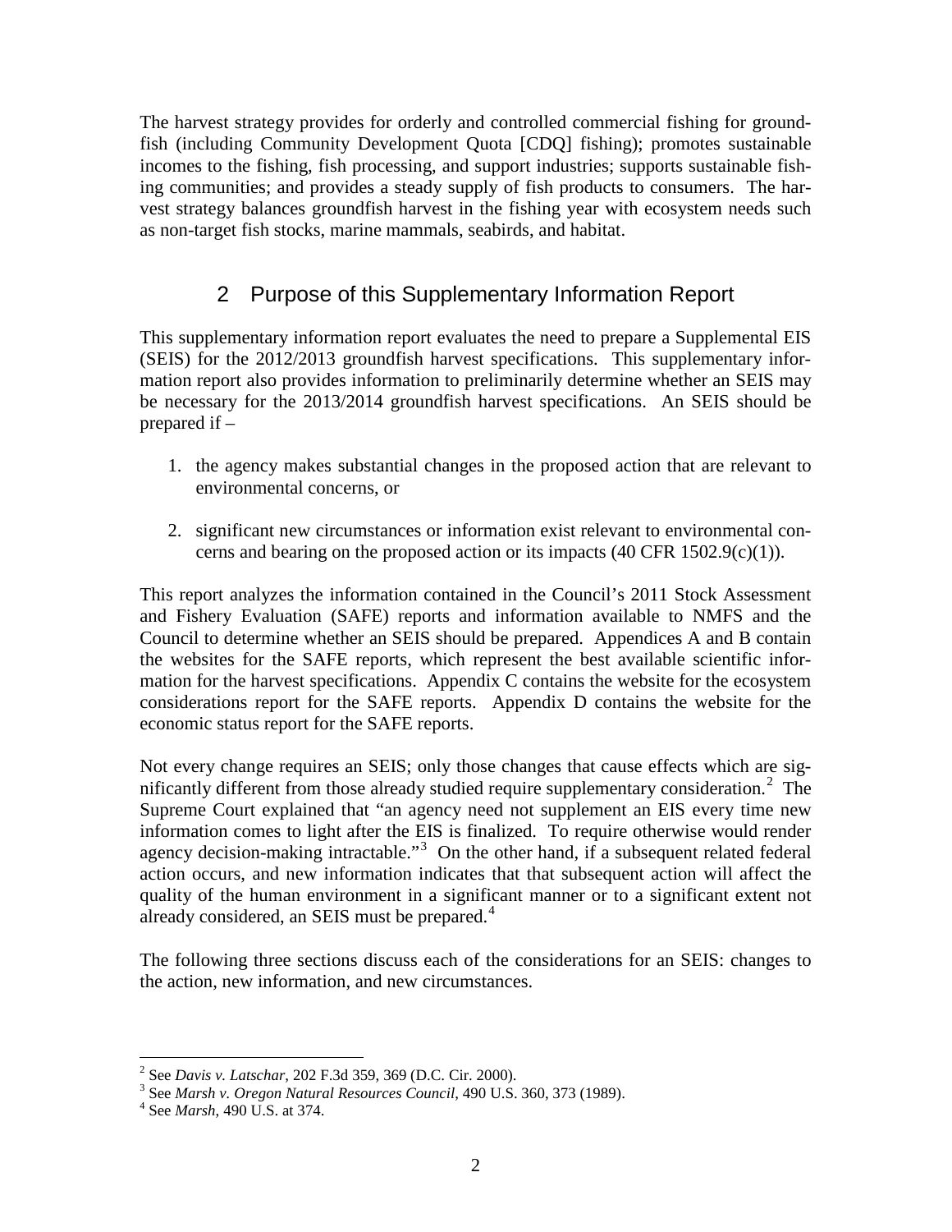The harvest strategy provides for orderly and controlled commercial fishing for groundfish (including Community Development Quota [CDQ] fishing); promotes sustainable incomes to the fishing, fish processing, and support industries; supports sustainable fishing communities; and provides a steady supply of fish products to consumers. The harvest strategy balances groundfish harvest in the fishing year with ecosystem needs such as non-target fish stocks, marine mammals, seabirds, and habitat.

## 2 Purpose of this Supplementary Information Report

This supplementary information report evaluates the need to prepare a Supplemental EIS (SEIS) for the 2012/2013 groundfish harvest specifications. This supplementary information report also provides information to preliminarily determine whether an SEIS may be necessary for the 2013/2014 groundfish harvest specifications. An SEIS should be prepared if –

1. the agency makes substantial changes in the proposed action that are relevant to environmental concerns, or
2. significant new circumstances or information exist relevant to environmental concerns and bearing on the proposed action or its impacts (40 CFR 1502.9(c)(1)).

This report analyzes the information contained in the Council's 2011 Stock Assessment and Fishery Evaluation (SAFE) reports and information available to NMFS and the Council to determine whether an SEIS should be prepared. Appendices A and B contain the websites for the SAFE reports, which represent the best available scientific information for the harvest specifications. Appendix C contains the website for the ecosystem considerations report for the SAFE reports. Appendix D contains the website for the economic status report for the SAFE reports.

Not every change requires an SEIS; only those changes that cause effects which are significantly different from those already studied require supplementary consideration.[2] The Supreme Court explained that "an agency need not supplement an EIS every time new information comes to light after the EIS is finalized. To require otherwise would render agency decision-making intractable."[3] On the other hand, if a subsequent related federal action occurs, and new information indicates that that subsequent action will affect the quality of the human environment in a significant manner or to a significant extent not already considered, an SEIS must be prepared.[4]

The following three sections discuss each of the considerations for an SEIS: changes to the action, new information, and new circumstances.

---

[2] See *Davis v. Latschar*, 202 F.3d 359, 369 (D.C. Cir. 2000).

[3] See *Marsh v. Oregon Natural Resources Council*, 490 U.S. 360, 373 (1989).

[4] See *Marsh*, 490 U.S. at 374.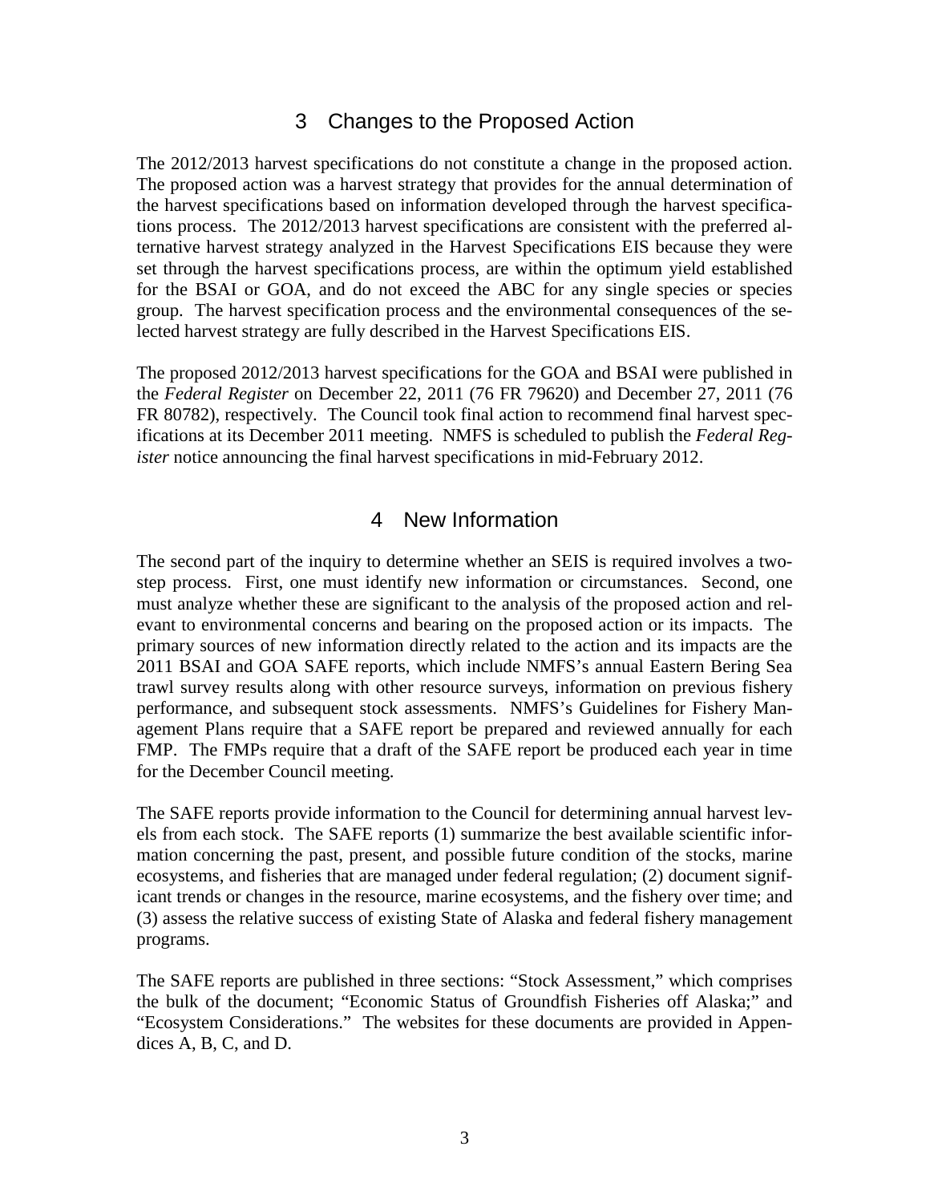# 3 Changes to the Proposed Action

The 2012/2013 harvest specifications do not constitute a change in the proposed action. The proposed action was a harvest strategy that provides for the annual determination of the harvest specifications based on information developed through the harvest specifications process. The 2012/2013 harvest specifications are consistent with the preferred alternative harvest strategy analyzed in the Harvest Specifications EIS because they were set through the harvest specifications process, are within the optimum yield established for the BSAI or GOA, and do not exceed the ABC for any single species or species group. The harvest specification process and the environmental consequences of the selected harvest strategy are fully described in the Harvest Specifications EIS.

The proposed 2012/2013 harvest specifications for the GOA and BSAI were published in the *Federal Register* on December 22, 2011 (76 FR 79620) and December 27, 2011 (76 FR 80782), respectively. The Council took final action to recommend final harvest specifications at its December 2011 meeting. NMFS is scheduled to publish the *Federal Register* notice announcing the final harvest specifications in mid-February 2012.

# 4 New Information

The second part of the inquiry to determine whether an SEIS is required involves a two-step process. First, one must identify new information or circumstances. Second, one must analyze whether these are significant to the analysis of the proposed action and relevant to environmental concerns and bearing on the proposed action or its impacts. The primary sources of new information directly related to the action and its impacts are the 2011 BSAI and GOA SAFE reports, which include NMFS's annual Eastern Bering Sea trawl survey results along with other resource surveys, information on previous fishery performance, and subsequent stock assessments. NMFS's Guidelines for Fishery Management Plans require that a SAFE report be prepared and reviewed annually for each FMP. The FMPs require that a draft of the SAFE report be produced each year in time for the December Council meeting.

The SAFE reports provide information to the Council for determining annual harvest levels from each stock. The SAFE reports (1) summarize the best available scientific information concerning the past, present, and possible future condition of the stocks, marine ecosystems, and fisheries that are managed under federal regulation; (2) document significant trends or changes in the resource, marine ecosystems, and the fishery over time; and (3) assess the relative success of existing State of Alaska and federal fishery management programs.

The SAFE reports are published in three sections: "Stock Assessment," which comprises the bulk of the document; "Economic Status of Groundfish Fisheries off Alaska;" and "Ecosystem Considerations." The websites for these documents are provided in Appendices A, B, C, and D.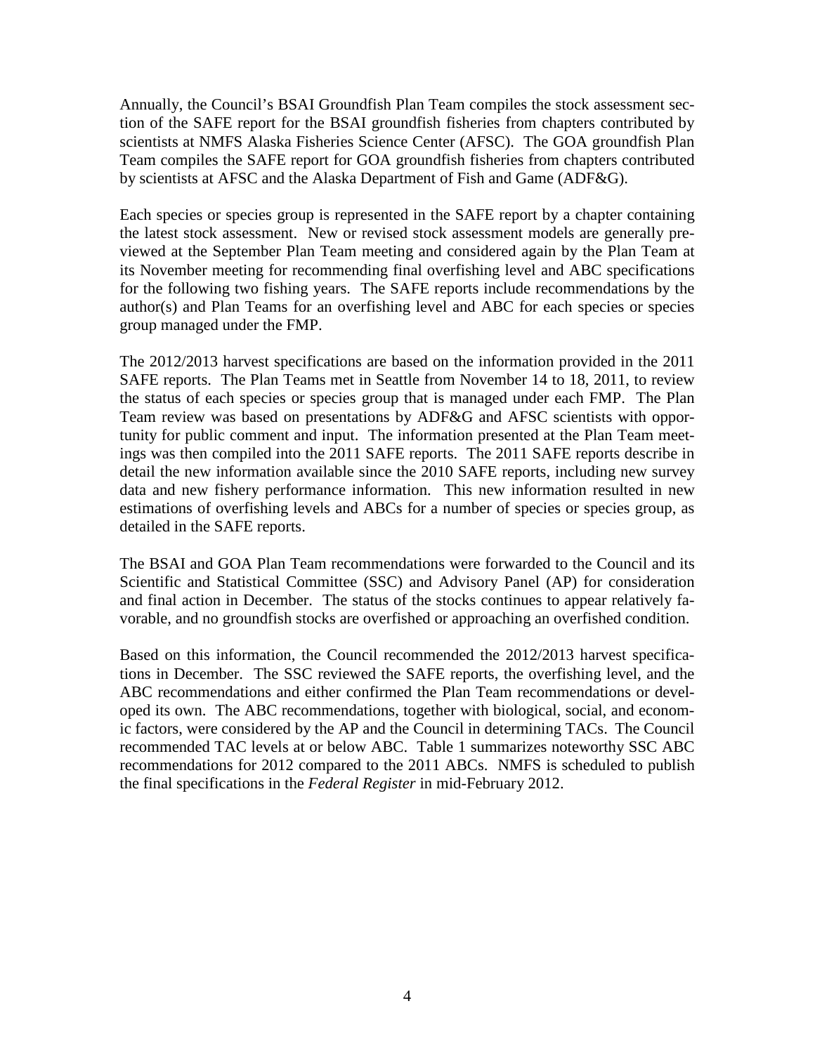Annually, the Council's BSAI Groundfish Plan Team compiles the stock assessment section of the SAFE report for the BSAI groundfish fisheries from chapters contributed by scientists at NMFS Alaska Fisheries Science Center (AFSC). The GOA groundfish Plan Team compiles the SAFE report for GOA groundfish fisheries from chapters contributed by scientists at AFSC and the Alaska Department of Fish and Game (ADF&G).

Each species or species group is represented in the SAFE report by a chapter containing the latest stock assessment. New or revised stock assessment models are generally previewed at the September Plan Team meeting and considered again by the Plan Team at its November meeting for recommending final overfishing level and ABC specifications for the following two fishing years. The SAFE reports include recommendations by the author(s) and Plan Teams for an overfishing level and ABC for each species or species group managed under the FMP.

The 2012/2013 harvest specifications are based on the information provided in the 2011 SAFE reports. The Plan Teams met in Seattle from November 14 to 18, 2011, to review the status of each species or species group that is managed under each FMP. The Plan Team review was based on presentations by ADF&G and AFSC scientists with opportunity for public comment and input. The information presented at the Plan Team meetings was then compiled into the 2011 SAFE reports. The 2011 SAFE reports describe in detail the new information available since the 2010 SAFE reports, including new survey data and new fishery performance information. This new information resulted in new estimations of overfishing levels and ABCs for a number of species or species group, as detailed in the SAFE reports.

The BSAI and GOA Plan Team recommendations were forwarded to the Council and its Scientific and Statistical Committee (SSC) and Advisory Panel (AP) for consideration and final action in December. The status of the stocks continues to appear relatively favorable, and no groundfish stocks are overfished or approaching an overfished condition.

Based on this information, the Council recommended the 2012/2013 harvest specifications in December. The SSC reviewed the SAFE reports, the overfishing level, and the ABC recommendations and either confirmed the Plan Team recommendations or developed its own. The ABC recommendations, together with biological, social, and economic factors, were considered by the AP and the Council in determining TACs. The Council recommended TAC levels at or below ABC. Table 1 summarizes noteworthy SSC ABC recommendations for 2012 compared to the 2011 ABCs. NMFS is scheduled to publish the final specifications in the *Federal Register* in mid-February 2012.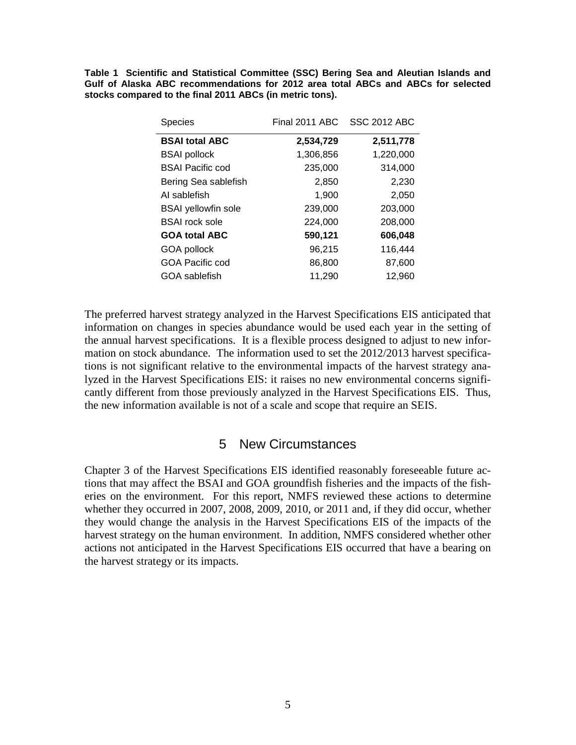**Table 1 Scientific and Statistical Committee (SSC) Bering Sea and Aleutian Islands and Gulf of Alaska ABC recommendations for 2012 area total ABCs and ABCs for selected stocks compared to the final 2011 ABCs (in metric tons).**

| Species | Final 2011 ABC | SSC 2012 ABC |
|---|---|---|
| **BSAI total ABC** | **2,534,729** | **2,511,778** |
| BSAI pollock | 1,306,856 | 1,220,000 |
| BSAI Pacific cod | 235,000 | 314,000 |
| Bering Sea sablefish | 2,850 | 2,230 |
| AI sablefish | 1,900 | 2,050 |
| BSAI yellowfin sole | 239,000 | 203,000 |
| BSAI rock sole | 224,000 | 208,000 |
| **GOA total ABC** | **590,121** | **606,048** |
| GOA pollock | 96,215 | 116,444 |
| GOA Pacific cod | 86,800 | 87,600 |
| GOA sablefish | 11,290 | 12,960 |

The preferred harvest strategy analyzed in the Harvest Specifications EIS anticipated that information on changes in species abundance would be used each year in the setting of the annual harvest specifications. It is a flexible process designed to adjust to new information on stock abundance. The information used to set the 2012/2013 harvest specifications is not significant relative to the environmental impacts of the harvest strategy analyzed in the Harvest Specifications EIS: it raises no new environmental concerns significantly different from those previously analyzed in the Harvest Specifications EIS. Thus, the new information available is not of a scale and scope that require an SEIS.

# 5 New Circumstances

Chapter 3 of the Harvest Specifications EIS identified reasonably foreseeable future actions that may affect the BSAI and GOA groundfish fisheries and the impacts of the fisheries on the environment. For this report, NMFS reviewed these actions to determine whether they occurred in 2007, 2008, 2009, 2010, or 2011 and, if they did occur, whether they would change the analysis in the Harvest Specifications EIS of the impacts of the harvest strategy on the human environment. In addition, NMFS considered whether other actions not anticipated in the Harvest Specifications EIS occurred that have a bearing on the harvest strategy or its impacts.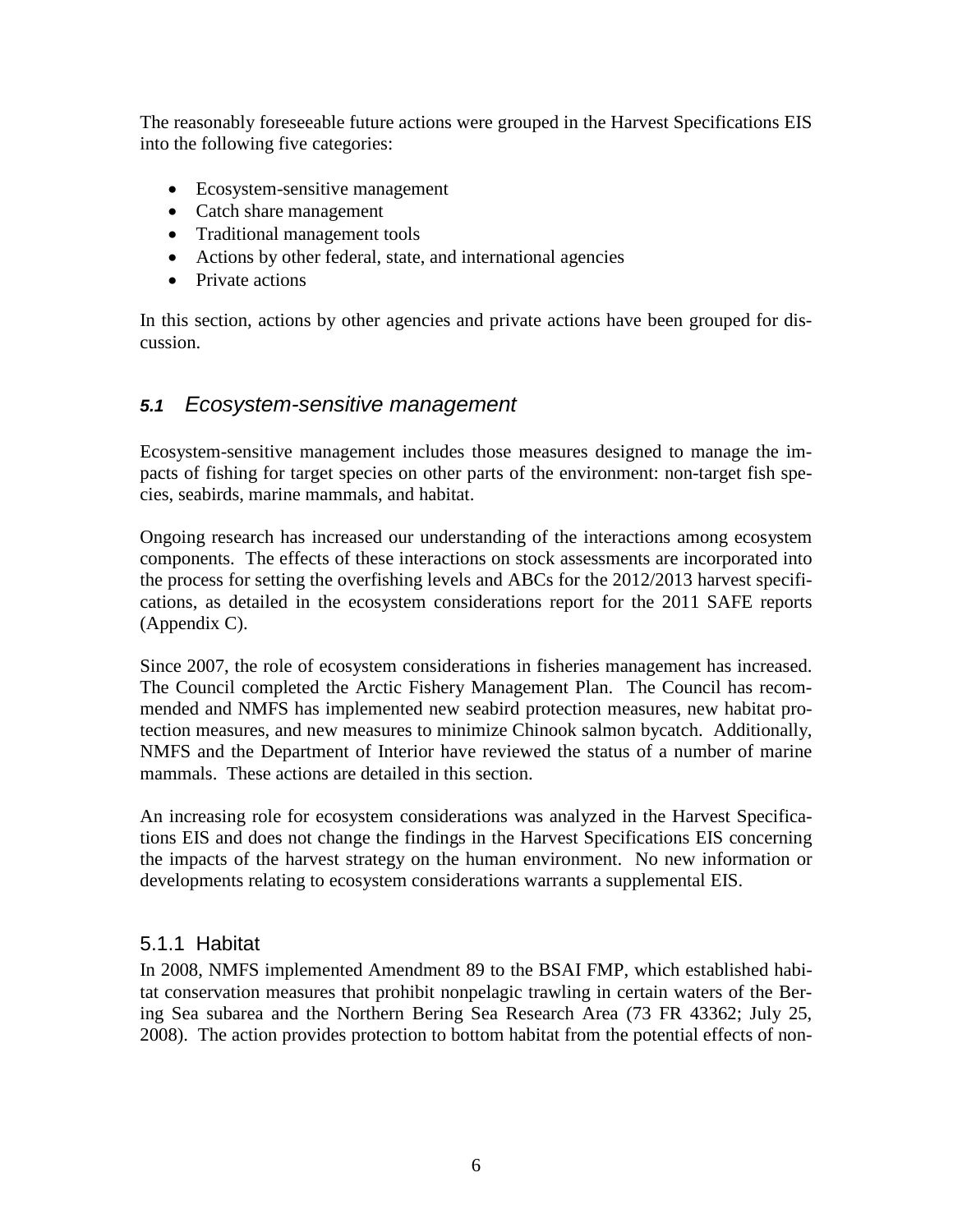The reasonably foreseeable future actions were grouped in the Harvest Specifications EIS into the following five categories:

- Ecosystem-sensitive management
- Catch share management
- Traditional management tools
- Actions by other federal, state, and international agencies
- Private actions

In this section, actions by other agencies and private actions have been grouped for discussion.

## *5.1 Ecosystem-sensitive management*

Ecosystem-sensitive management includes those measures designed to manage the impacts of fishing for target species on other parts of the environment: non-target fish species, seabirds, marine mammals, and habitat.

Ongoing research has increased our understanding of the interactions among ecosystem components. The effects of these interactions on stock assessments are incorporated into the process for setting the overfishing levels and ABCs for the 2012/2013 harvest specifications, as detailed in the ecosystem considerations report for the 2011 SAFE reports (Appendix C).

Since 2007, the role of ecosystem considerations in fisheries management has increased. The Council completed the Arctic Fishery Management Plan. The Council has recommended and NMFS has implemented new seabird protection measures, new habitat protection measures, and new measures to minimize Chinook salmon bycatch. Additionally, NMFS and the Department of Interior have reviewed the status of a number of marine mammals. These actions are detailed in this section.

An increasing role for ecosystem considerations was analyzed in the Harvest Specifications EIS and does not change the findings in the Harvest Specifications EIS concerning the impacts of the harvest strategy on the human environment. No new information or developments relating to ecosystem considerations warrants a supplemental EIS.

### 5.1.1 Habitat

In 2008, NMFS implemented Amendment 89 to the BSAI FMP, which established habitat conservation measures that prohibit nonpelagic trawling in certain waters of the Bering Sea subarea and the Northern Bering Sea Research Area (73 FR 43362; July 25, 2008). The action provides protection to bottom habitat from the potential effects of non-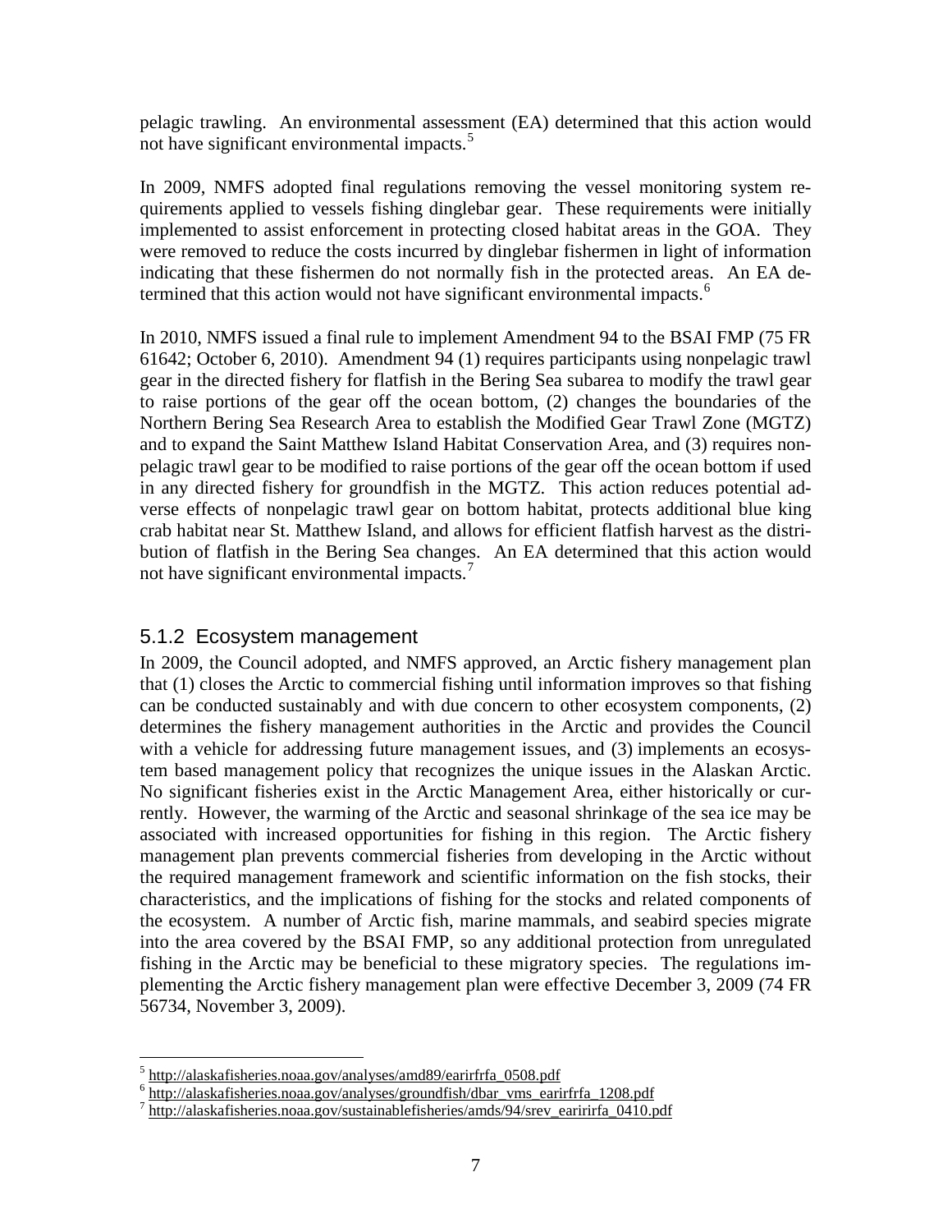pelagic trawling. An environmental assessment (EA) determined that this action would not have significant environmental impacts.[5]

In 2009, NMFS adopted final regulations removing the vessel monitoring system requirements applied to vessels fishing dinglebar gear. These requirements were initially implemented to assist enforcement in protecting closed habitat areas in the GOA. They were removed to reduce the costs incurred by dinglebar fishermen in light of information indicating that these fishermen do not normally fish in the protected areas. An EA determined that this action would not have significant environmental impacts.[6]

In 2010, NMFS issued a final rule to implement Amendment 94 to the BSAI FMP (75 FR 61642; October 6, 2010). Amendment 94 (1) requires participants using nonpelagic trawl gear in the directed fishery for flatfish in the Bering Sea subarea to modify the trawl gear to raise portions of the gear off the ocean bottom, (2) changes the boundaries of the Northern Bering Sea Research Area to establish the Modified Gear Trawl Zone (MGTZ) and to expand the Saint Matthew Island Habitat Conservation Area, and (3) requires nonpelagic trawl gear to be modified to raise portions of the gear off the ocean bottom if used in any directed fishery for groundfish in the MGTZ. This action reduces potential adverse effects of nonpelagic trawl gear on bottom habitat, protects additional blue king crab habitat near St. Matthew Island, and allows for efficient flatfish harvest as the distribution of flatfish in the Bering Sea changes. An EA determined that this action would not have significant environmental impacts.[7]

### 5.1.2 Ecosystem management

In 2009, the Council adopted, and NMFS approved, an Arctic fishery management plan that (1) closes the Arctic to commercial fishing until information improves so that fishing can be conducted sustainably and with due concern to other ecosystem components, (2) determines the fishery management authorities in the Arctic and provides the Council with a vehicle for addressing future management issues, and (3) implements an ecosystem based management policy that recognizes the unique issues in the Alaskan Arctic. No significant fisheries exist in the Arctic Management Area, either historically or currently. However, the warming of the Arctic and seasonal shrinkage of the sea ice may be associated with increased opportunities for fishing in this region. The Arctic fishery management plan prevents commercial fisheries from developing in the Arctic without the required management framework and scientific information on the fish stocks, their characteristics, and the implications of fishing for the stocks and related components of the ecosystem. A number of Arctic fish, marine mammals, and seabird species migrate into the area covered by the BSAI FMP, so any additional protection from unregulated fishing in the Arctic may be beneficial to these migratory species. The regulations implementing the Arctic fishery management plan were effective December 3, 2009 (74 FR 56734, November 3, 2009).

---

[5] http://alaskafisheries.noaa.gov/analyses/amd89/earirfrfa_0508.pdf

[6] http://alaskafisheries.noaa.gov/analyses/groundfish/dbar_vms_earirfrfa_1208.pdf

[7] http://alaskafisheries.noaa.gov/sustainablefisheries/amds/94/srev_earirirfa_0410.pdf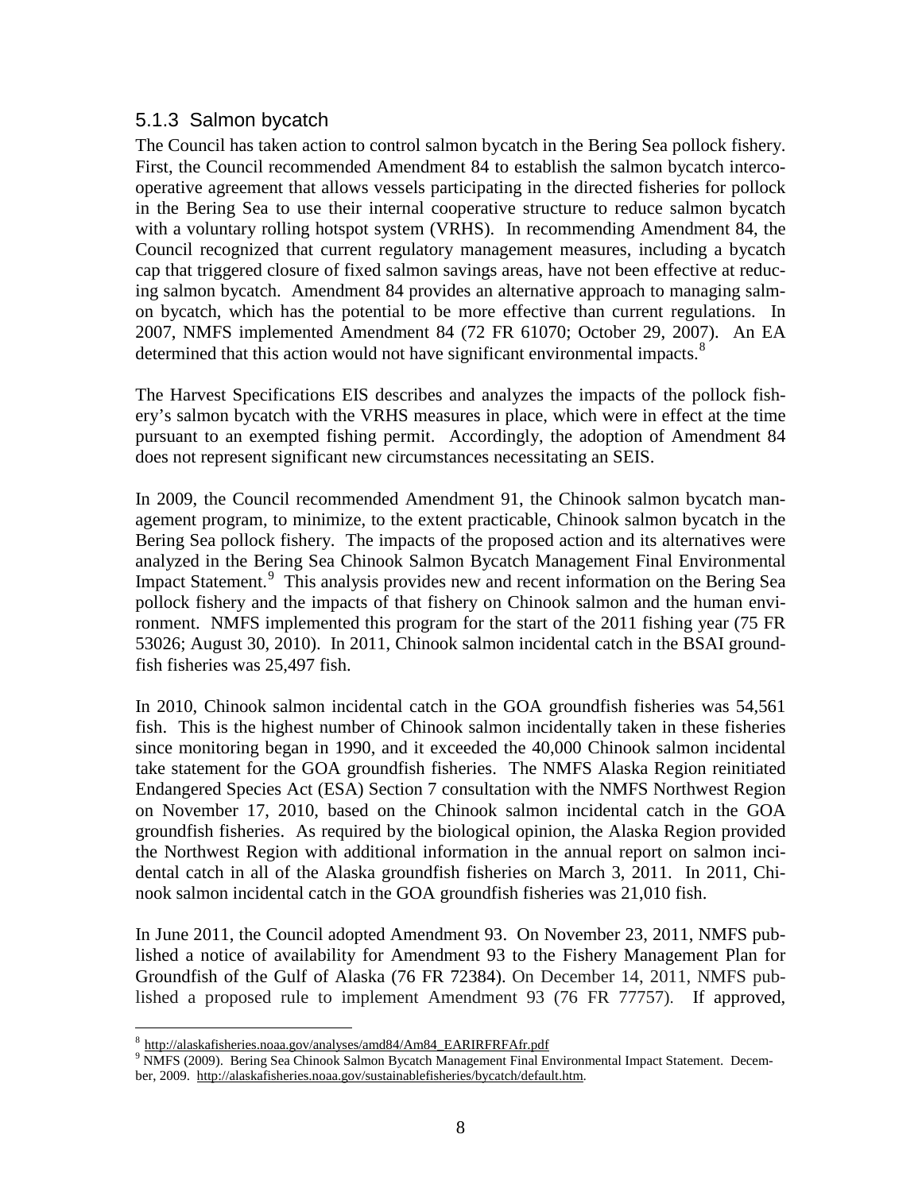### 5.1.3 Salmon bycatch

The Council has taken action to control salmon bycatch in the Bering Sea pollock fishery. First, the Council recommended Amendment 84 to establish the salmon bycatch intercooperative agreement that allows vessels participating in the directed fisheries for pollock in the Bering Sea to use their internal cooperative structure to reduce salmon bycatch with a voluntary rolling hotspot system (VRHS). In recommending Amendment 84, the Council recognized that current regulatory management measures, including a bycatch cap that triggered closure of fixed salmon savings areas, have not been effective at reducing salmon bycatch. Amendment 84 provides an alternative approach to managing salmon bycatch, which has the potential to be more effective than current regulations. In 2007, NMFS implemented Amendment 84 (72 FR 61070; October 29, 2007). An EA determined that this action would not have significant environmental impacts.[8]

The Harvest Specifications EIS describes and analyzes the impacts of the pollock fishery's salmon bycatch with the VRHS measures in place, which were in effect at the time pursuant to an exempted fishing permit. Accordingly, the adoption of Amendment 84 does not represent significant new circumstances necessitating an SEIS.

In 2009, the Council recommended Amendment 91, the Chinook salmon bycatch management program, to minimize, to the extent practicable, Chinook salmon bycatch in the Bering Sea pollock fishery. The impacts of the proposed action and its alternatives were analyzed in the Bering Sea Chinook Salmon Bycatch Management Final Environmental Impact Statement.[9] This analysis provides new and recent information on the Bering Sea pollock fishery and the impacts of that fishery on Chinook salmon and the human environment. NMFS implemented this program for the start of the 2011 fishing year (75 FR 53026; August 30, 2010). In 2011, Chinook salmon incidental catch in the BSAI groundfish fisheries was 25,497 fish.

In 2010, Chinook salmon incidental catch in the GOA groundfish fisheries was 54,561 fish. This is the highest number of Chinook salmon incidentally taken in these fisheries since monitoring began in 1990, and it exceeded the 40,000 Chinook salmon incidental take statement for the GOA groundfish fisheries. The NMFS Alaska Region reinitiated Endangered Species Act (ESA) Section 7 consultation with the NMFS Northwest Region on November 17, 2010, based on the Chinook salmon incidental catch in the GOA groundfish fisheries. As required by the biological opinion, the Alaska Region provided the Northwest Region with additional information in the annual report on salmon incidental catch in all of the Alaska groundfish fisheries on March 3, 2011. In 2011, Chinook salmon incidental catch in the GOA groundfish fisheries was 21,010 fish.

In June 2011, the Council adopted Amendment 93. On November 23, 2011, NMFS published a notice of availability for Amendment 93 to the Fishery Management Plan for Groundfish of the Gulf of Alaska (76 FR 72384). On December 14, 2011, NMFS published a proposed rule to implement Amendment 93 (76 FR 77757). If approved,

---

[8] http://alaskafisheries.noaa.gov/analyses/amd84/Am84_EARIRFRFAfr.pdf

[9] NMFS (2009). Bering Sea Chinook Salmon Bycatch Management Final Environmental Impact Statement. December, 2009. http://alaskafisheries.noaa.gov/sustainablefisheries/bycatch/default.htm.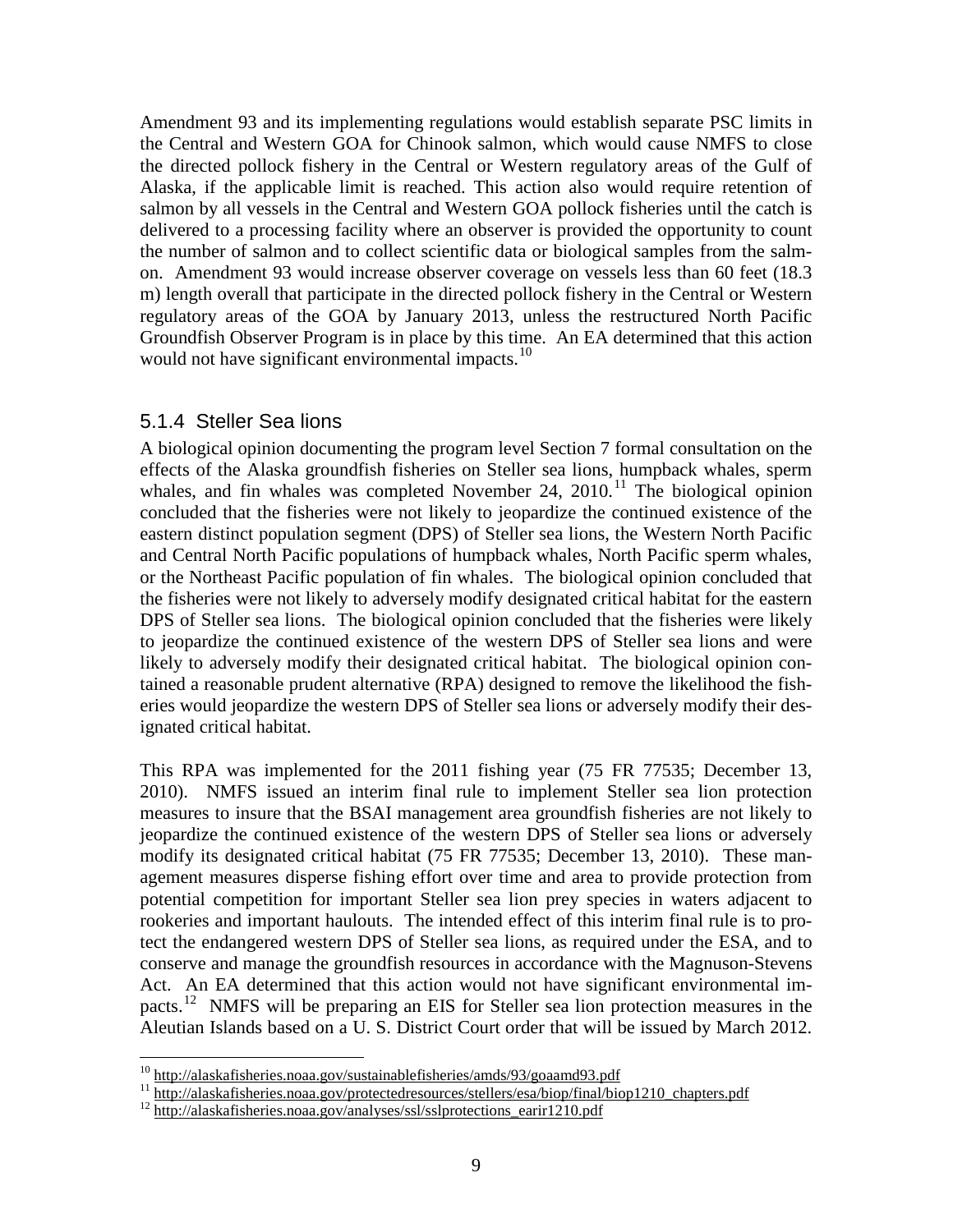Amendment 93 and its implementing regulations would establish separate PSC limits in the Central and Western GOA for Chinook salmon, which would cause NMFS to close the directed pollock fishery in the Central or Western regulatory areas of the Gulf of Alaska, if the applicable limit is reached. This action also would require retention of salmon by all vessels in the Central and Western GOA pollock fisheries until the catch is delivered to a processing facility where an observer is provided the opportunity to count the number of salmon and to collect scientific data or biological samples from the salmon. Amendment 93 would increase observer coverage on vessels less than 60 feet (18.3 m) length overall that participate in the directed pollock fishery in the Central or Western regulatory areas of the GOA by January 2013, unless the restructured North Pacific Groundfish Observer Program is in place by this time. An EA determined that this action would not have significant environmental impacts.[10]

### 5.1.4 Steller Sea lions

A biological opinion documenting the program level Section 7 formal consultation on the effects of the Alaska groundfish fisheries on Steller sea lions, humpback whales, sperm whales, and fin whales was completed November 24, 2010.[11] The biological opinion concluded that the fisheries were not likely to jeopardize the continued existence of the eastern distinct population segment (DPS) of Steller sea lions, the Western North Pacific and Central North Pacific populations of humpback whales, North Pacific sperm whales, or the Northeast Pacific population of fin whales. The biological opinion concluded that the fisheries were not likely to adversely modify designated critical habitat for the eastern DPS of Steller sea lions. The biological opinion concluded that the fisheries were likely to jeopardize the continued existence of the western DPS of Steller sea lions and were likely to adversely modify their designated critical habitat. The biological opinion contained a reasonable prudent alternative (RPA) designed to remove the likelihood the fisheries would jeopardize the western DPS of Steller sea lions or adversely modify their designated critical habitat.

This RPA was implemented for the 2011 fishing year (75 FR 77535; December 13, 2010). NMFS issued an interim final rule to implement Steller sea lion protection measures to insure that the BSAI management area groundfish fisheries are not likely to jeopardize the continued existence of the western DPS of Steller sea lions or adversely modify its designated critical habitat (75 FR 77535; December 13, 2010). These management measures disperse fishing effort over time and area to provide protection from potential competition for important Steller sea lion prey species in waters adjacent to rookeries and important haulouts. The intended effect of this interim final rule is to protect the endangered western DPS of Steller sea lions, as required under the ESA, and to conserve and manage the groundfish resources in accordance with the Magnuson-Stevens Act. An EA determined that this action would not have significant environmental impacts.[12] NMFS will be preparing an EIS for Steller sea lion protection measures in the Aleutian Islands based on a U. S. District Court order that will be issued by March 2012.

---

[10] http://alaskafisheries.noaa.gov/sustainablefisheries/amds/93/goaamd93.pdf

[11] http://alaskafisheries.noaa.gov/protectedresources/stellers/esa/biop/final/biop1210_chapters.pdf

[12] http://alaskafisheries.noaa.gov/analyses/ssl/sslprotections_earir1210.pdf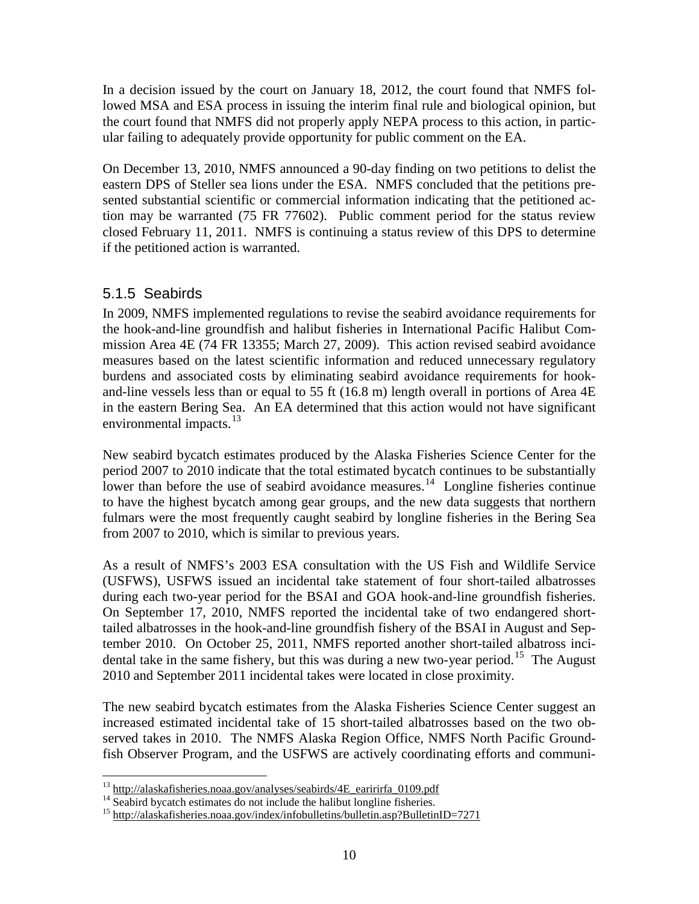In a decision issued by the court on January 18, 2012, the court found that NMFS followed MSA and ESA process in issuing the interim final rule and biological opinion, but the court found that NMFS did not properly apply NEPA process to this action, in particular failing to adequately provide opportunity for public comment on the EA.

On December 13, 2010, NMFS announced a 90-day finding on two petitions to delist the eastern DPS of Steller sea lions under the ESA. NMFS concluded that the petitions presented substantial scientific or commercial information indicating that the petitioned action may be warranted (75 FR 77602). Public comment period for the status review closed February 11, 2011. NMFS is continuing a status review of this DPS to determine if the petitioned action is warranted.

### 5.1.5 Seabirds

In 2009, NMFS implemented regulations to revise the seabird avoidance requirements for the hook-and-line groundfish and halibut fisheries in International Pacific Halibut Commission Area 4E (74 FR 13355; March 27, 2009). This action revised seabird avoidance measures based on the latest scientific information and reduced unnecessary regulatory burdens and associated costs by eliminating seabird avoidance requirements for hook-and-line vessels less than or equal to 55 ft (16.8 m) length overall in portions of Area 4E in the eastern Bering Sea. An EA determined that this action would not have significant environmental impacts.[13]

New seabird bycatch estimates produced by the Alaska Fisheries Science Center for the period 2007 to 2010 indicate that the total estimated bycatch continues to be substantially lower than before the use of seabird avoidance measures.[14] Longline fisheries continue to have the highest bycatch among gear groups, and the new data suggests that northern fulmars were the most frequently caught seabird by longline fisheries in the Bering Sea from 2007 to 2010, which is similar to previous years.

As a result of NMFS's 2003 ESA consultation with the US Fish and Wildlife Service (USFWS), USFWS issued an incidental take statement of four short-tailed albatrosses during each two-year period for the BSAI and GOA hook-and-line groundfish fisheries. On September 17, 2010, NMFS reported the incidental take of two endangered short-tailed albatrosses in the hook-and-line groundfish fishery of the BSAI in August and September 2010. On October 25, 2011, NMFS reported another short-tailed albatross incidental take in the same fishery, but this was during a new two-year period.[15] The August 2010 and September 2011 incidental takes were located in close proximity.

The new seabird bycatch estimates from the Alaska Fisheries Science Center suggest an increased estimated incidental take of 15 short-tailed albatrosses based on the two observed takes in 2010. The NMFS Alaska Region Office, NMFS North Pacific Groundfish Observer Program, and the USFWS are actively coordinating efforts and communi-

---

[13] http://alaskafisheries.noaa.gov/analyses/seabirds/4E_earirirfa_0109.pdf

[14] Seabird bycatch estimates do not include the halibut longline fisheries.

[15] http://alaskafisheries.noaa.gov/index/infobulletins/bulletin.asp?BulletinID=7271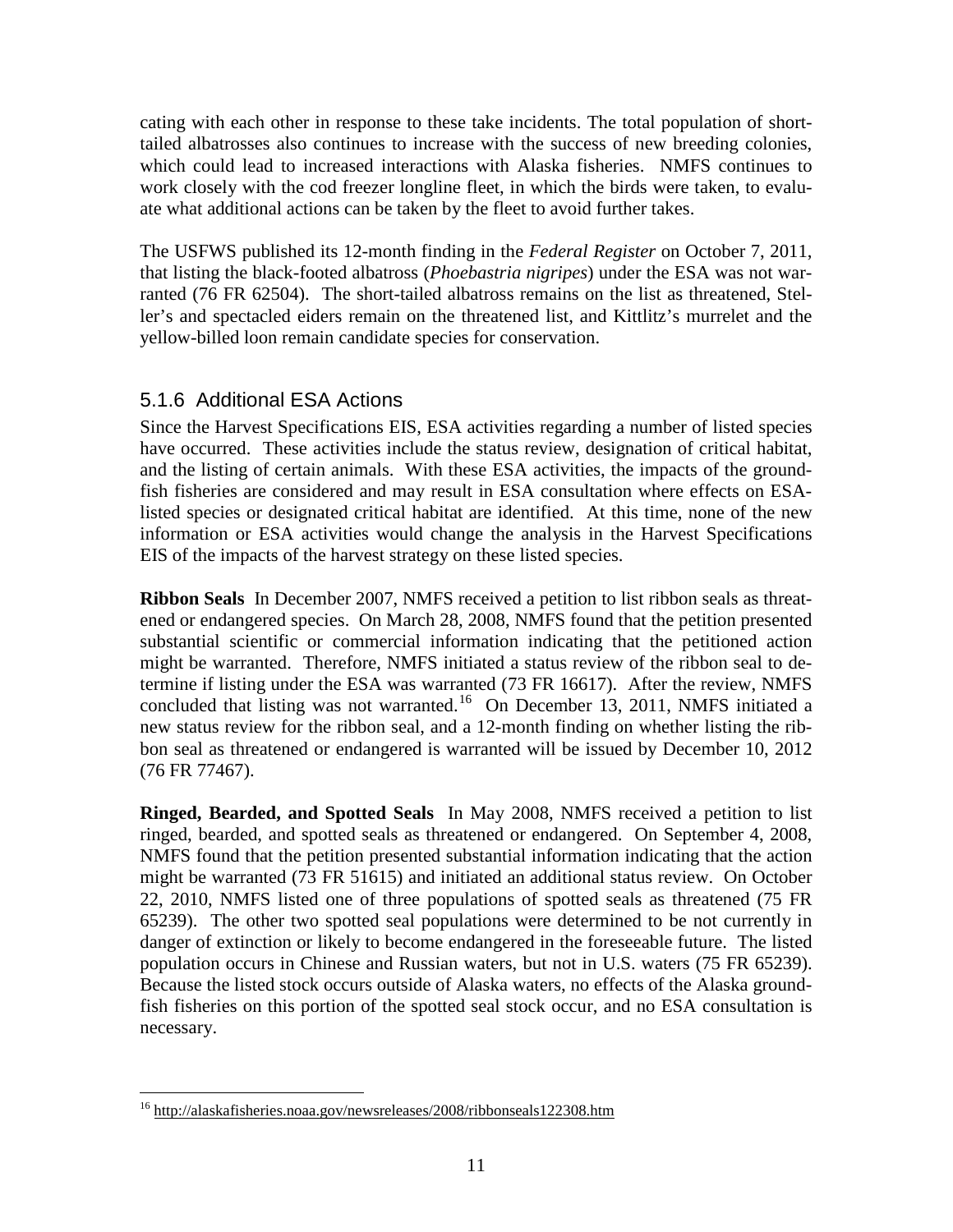cating with each other in response to these take incidents. The total population of short-tailed albatrosses also continues to increase with the success of new breeding colonies, which could lead to increased interactions with Alaska fisheries. NMFS continues to work closely with the cod freezer longline fleet, in which the birds were taken, to evaluate what additional actions can be taken by the fleet to avoid further takes.

The USFWS published its 12-month finding in the *Federal Register* on October 7, 2011, that listing the black-footed albatross (*Phoebastria nigripes*) under the ESA was not warranted (76 FR 62504). The short-tailed albatross remains on the list as threatened, Steller's and spectacled eiders remain on the threatened list, and Kittlitz's murrelet and the yellow-billed loon remain candidate species for conservation.

### 5.1.6 Additional ESA Actions

Since the Harvest Specifications EIS, ESA activities regarding a number of listed species have occurred. These activities include the status review, designation of critical habitat, and the listing of certain animals. With these ESA activities, the impacts of the groundfish fisheries are considered and may result in ESA consultation where effects on ESA-listed species or designated critical habitat are identified. At this time, none of the new information or ESA activities would change the analysis in the Harvest Specifications EIS of the impacts of the harvest strategy on these listed species.

**Ribbon Seals** In December 2007, NMFS received a petition to list ribbon seals as threatened or endangered species. On March 28, 2008, NMFS found that the petition presented substantial scientific or commercial information indicating that the petitioned action might be warranted. Therefore, NMFS initiated a status review of the ribbon seal to determine if listing under the ESA was warranted (73 FR 16617). After the review, NMFS concluded that listing was not warranted.[16] On December 13, 2011, NMFS initiated a new status review for the ribbon seal, and a 12-month finding on whether listing the ribbon seal as threatened or endangered is warranted will be issued by December 10, 2012 (76 FR 77467).

**Ringed, Bearded, and Spotted Seals** In May 2008, NMFS received a petition to list ringed, bearded, and spotted seals as threatened or endangered. On September 4, 2008, NMFS found that the petition presented substantial information indicating that the action might be warranted (73 FR 51615) and initiated an additional status review. On October 22, 2010, NMFS listed one of three populations of spotted seals as threatened (75 FR 65239). The other two spotted seal populations were determined to be not currently in danger of extinction or likely to become endangered in the foreseeable future. The listed population occurs in Chinese and Russian waters, but not in U.S. waters (75 FR 65239). Because the listed stock occurs outside of Alaska waters, no effects of the Alaska groundfish fisheries on this portion of the spotted seal stock occur, and no ESA consultation is necessary.

[16] http://alaskafisheries.noaa.gov/newsreleases/2008/ribbonseals122308.htm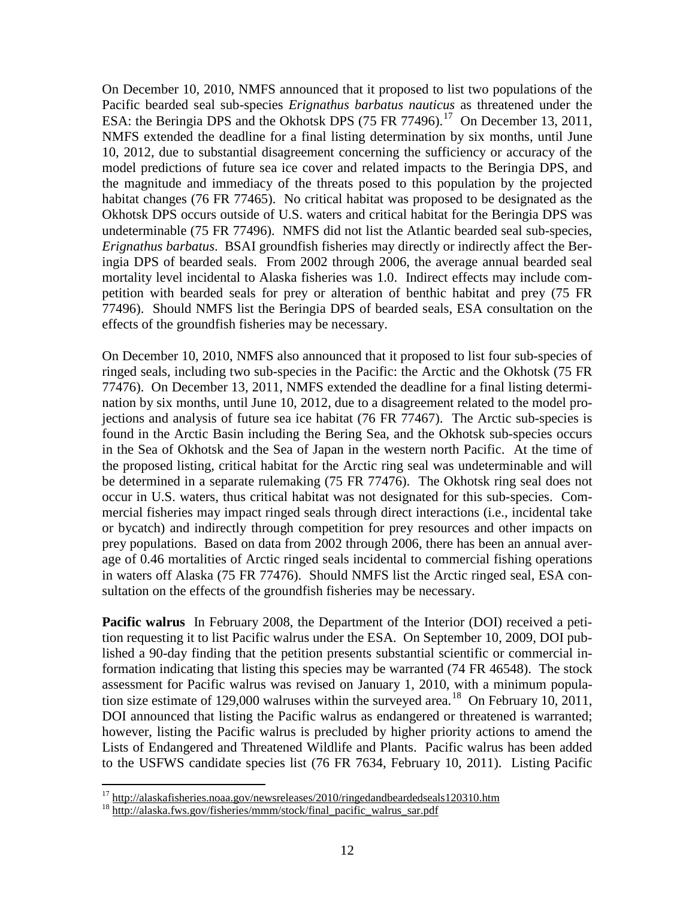On December 10, 2010, NMFS announced that it proposed to list two populations of the Pacific bearded seal sub-species *Erignathus barbatus nauticus* as threatened under the ESA: the Beringia DPS and the Okhotsk DPS (75 FR 77496).[17] On December 13, 2011, NMFS extended the deadline for a final listing determination by six months, until June 10, 2012, due to substantial disagreement concerning the sufficiency or accuracy of the model predictions of future sea ice cover and related impacts to the Beringia DPS, and the magnitude and immediacy of the threats posed to this population by the projected habitat changes (76 FR 77465). No critical habitat was proposed to be designated as the Okhotsk DPS occurs outside of U.S. waters and critical habitat for the Beringia DPS was undeterminable (75 FR 77496). NMFS did not list the Atlantic bearded seal sub-species, *Erignathus barbatus*. BSAI groundfish fisheries may directly or indirectly affect the Beringia DPS of bearded seals. From 2002 through 2006, the average annual bearded seal mortality level incidental to Alaska fisheries was 1.0. Indirect effects may include competition with bearded seals for prey or alteration of benthic habitat and prey (75 FR 77496). Should NMFS list the Beringia DPS of bearded seals, ESA consultation on the effects of the groundfish fisheries may be necessary.

On December 10, 2010, NMFS also announced that it proposed to list four sub-species of ringed seals, including two sub-species in the Pacific: the Arctic and the Okhotsk (75 FR 77476). On December 13, 2011, NMFS extended the deadline for a final listing determination by six months, until June 10, 2012, due to a disagreement related to the model projections and analysis of future sea ice habitat (76 FR 77467). The Arctic sub-species is found in the Arctic Basin including the Bering Sea, and the Okhotsk sub-species occurs in the Sea of Okhotsk and the Sea of Japan in the western north Pacific. At the time of the proposed listing, critical habitat for the Arctic ring seal was undeterminable and will be determined in a separate rulemaking (75 FR 77476). The Okhotsk ring seal does not occur in U.S. waters, thus critical habitat was not designated for this sub-species. Commercial fisheries may impact ringed seals through direct interactions (i.e., incidental take or bycatch) and indirectly through competition for prey resources and other impacts on prey populations. Based on data from 2002 through 2006, there has been an annual average of 0.46 mortalities of Arctic ringed seals incidental to commercial fishing operations in waters off Alaska (75 FR 77476). Should NMFS list the Arctic ringed seal, ESA consultation on the effects of the groundfish fisheries may be necessary.

**Pacific walrus** In February 2008, the Department of the Interior (DOI) received a petition requesting it to list Pacific walrus under the ESA. On September 10, 2009, DOI published a 90-day finding that the petition presents substantial scientific or commercial information indicating that listing this species may be warranted (74 FR 46548). The stock assessment for Pacific walrus was revised on January 1, 2010, with a minimum population size estimate of 129,000 walruses within the surveyed area.[18] On February 10, 2011, DOI announced that listing the Pacific walrus as endangered or threatened is warranted; however, listing the Pacific walrus is precluded by higher priority actions to amend the Lists of Endangered and Threatened Wildlife and Plants. Pacific walrus has been added to the USFWS candidate species list (76 FR 7634, February 10, 2011). Listing Pacific

---

[17] http://alaskafisheries.noaa.gov/newsreleases/2010/ringedandbeardedseals120310.htm

[18] http://alaska.fws.gov/fisheries/mmm/stock/final_pacific_walrus_sar.pdf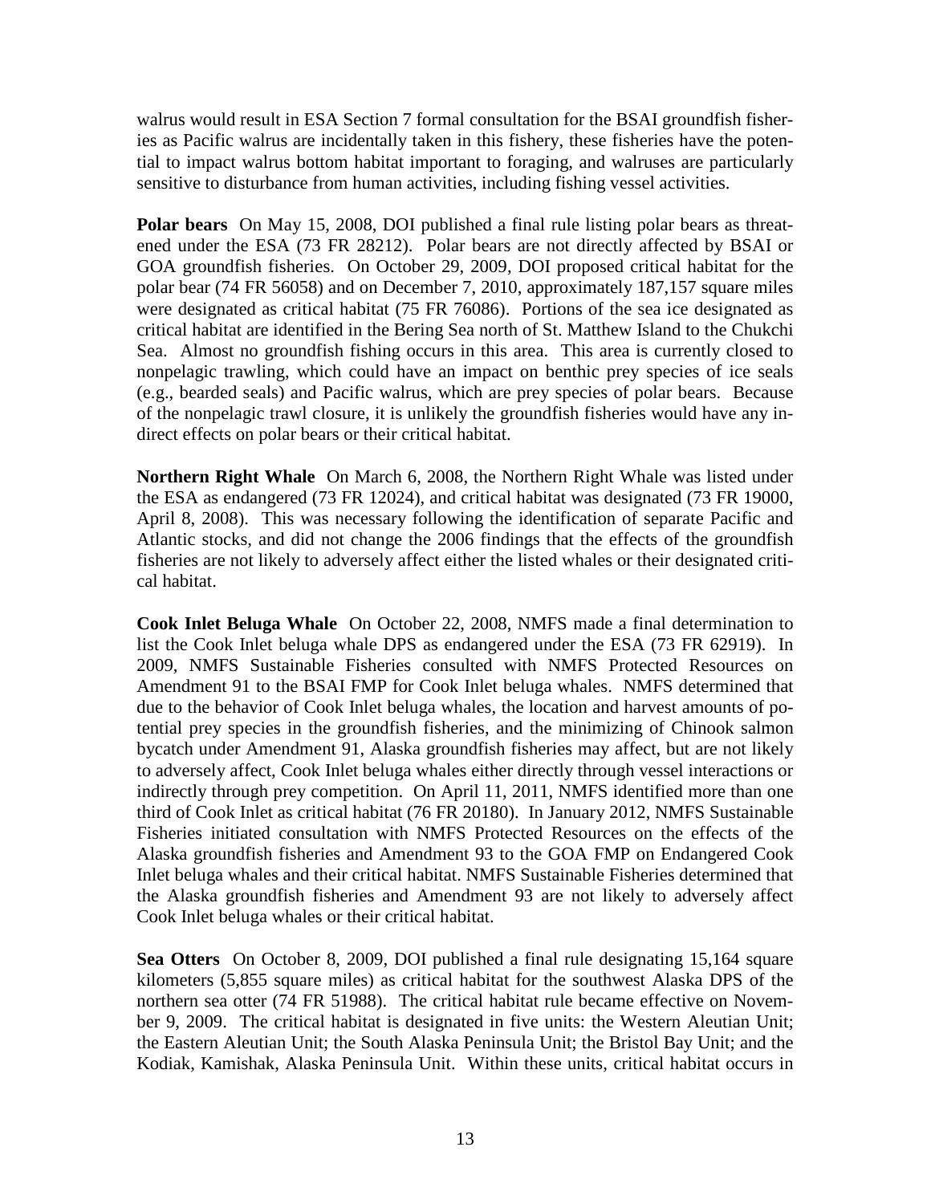walrus would result in ESA Section 7 formal consultation for the BSAI groundfish fisheries as Pacific walrus are incidentally taken in this fishery, these fisheries have the potential to impact walrus bottom habitat important to foraging, and walruses are particularly sensitive to disturbance from human activities, including fishing vessel activities.

**Polar bears** On May 15, 2008, DOI published a final rule listing polar bears as threatened under the ESA (73 FR 28212). Polar bears are not directly affected by BSAI or GOA groundfish fisheries. On October 29, 2009, DOI proposed critical habitat for the polar bear (74 FR 56058) and on December 7, 2010, approximately 187,157 square miles were designated as critical habitat (75 FR 76086). Portions of the sea ice designated as critical habitat are identified in the Bering Sea north of St. Matthew Island to the Chukchi Sea. Almost no groundfish fishing occurs in this area. This area is currently closed to nonpelagic trawling, which could have an impact on benthic prey species of ice seals (e.g., bearded seals) and Pacific walrus, which are prey species of polar bears. Because of the nonpelagic trawl closure, it is unlikely the groundfish fisheries would have any indirect effects on polar bears or their critical habitat.

**Northern Right Whale** On March 6, 2008, the Northern Right Whale was listed under the ESA as endangered (73 FR 12024), and critical habitat was designated (73 FR 19000, April 8, 2008). This was necessary following the identification of separate Pacific and Atlantic stocks, and did not change the 2006 findings that the effects of the groundfish fisheries are not likely to adversely affect either the listed whales or their designated critical habitat.

**Cook Inlet Beluga Whale** On October 22, 2008, NMFS made a final determination to list the Cook Inlet beluga whale DPS as endangered under the ESA (73 FR 62919). In 2009, NMFS Sustainable Fisheries consulted with NMFS Protected Resources on Amendment 91 to the BSAI FMP for Cook Inlet beluga whales. NMFS determined that due to the behavior of Cook Inlet beluga whales, the location and harvest amounts of potential prey species in the groundfish fisheries, and the minimizing of Chinook salmon bycatch under Amendment 91, Alaska groundfish fisheries may affect, but are not likely to adversely affect, Cook Inlet beluga whales either directly through vessel interactions or indirectly through prey competition. On April 11, 2011, NMFS identified more than one third of Cook Inlet as critical habitat (76 FR 20180). In January 2012, NMFS Sustainable Fisheries initiated consultation with NMFS Protected Resources on the effects of the Alaska groundfish fisheries and Amendment 93 to the GOA FMP on Endangered Cook Inlet beluga whales and their critical habitat. NMFS Sustainable Fisheries determined that the Alaska groundfish fisheries and Amendment 93 are not likely to adversely affect Cook Inlet beluga whales or their critical habitat.

**Sea Otters** On October 8, 2009, DOI published a final rule designating 15,164 square kilometers (5,855 square miles) as critical habitat for the southwest Alaska DPS of the northern sea otter (74 FR 51988). The critical habitat rule became effective on November 9, 2009. The critical habitat is designated in five units: the Western Aleutian Unit; the Eastern Aleutian Unit; the South Alaska Peninsula Unit; the Bristol Bay Unit; and the Kodiak, Kamishak, Alaska Peninsula Unit. Within these units, critical habitat occurs in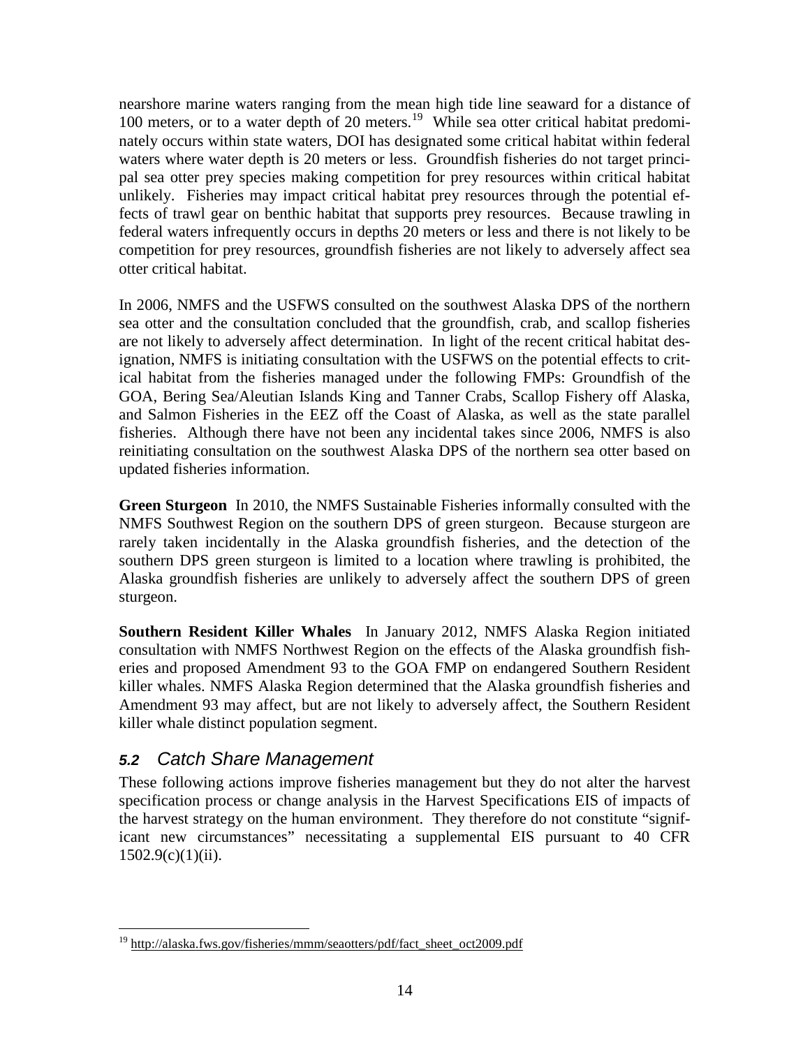nearshore marine waters ranging from the mean high tide line seaward for a distance of 100 meters, or to a water depth of 20 meters.[19] While sea otter critical habitat predominately occurs within state waters, DOI has designated some critical habitat within federal waters where water depth is 20 meters or less. Groundfish fisheries do not target principal sea otter prey species making competition for prey resources within critical habitat unlikely. Fisheries may impact critical habitat prey resources through the potential effects of trawl gear on benthic habitat that supports prey resources. Because trawling in federal waters infrequently occurs in depths 20 meters or less and there is not likely to be competition for prey resources, groundfish fisheries are not likely to adversely affect sea otter critical habitat.

In 2006, NMFS and the USFWS consulted on the southwest Alaska DPS of the northern sea otter and the consultation concluded that the groundfish, crab, and scallop fisheries are not likely to adversely affect determination. In light of the recent critical habitat designation, NMFS is initiating consultation with the USFWS on the potential effects to critical habitat from the fisheries managed under the following FMPs: Groundfish of the GOA, Bering Sea/Aleutian Islands King and Tanner Crabs, Scallop Fishery off Alaska, and Salmon Fisheries in the EEZ off the Coast of Alaska, as well as the state parallel fisheries. Although there have not been any incidental takes since 2006, NMFS is also reinitiating consultation on the southwest Alaska DPS of the northern sea otter based on updated fisheries information.

**Green Sturgeon** In 2010, the NMFS Sustainable Fisheries informally consulted with the NMFS Southwest Region on the southern DPS of green sturgeon. Because sturgeon are rarely taken incidentally in the Alaska groundfish fisheries, and the detection of the southern DPS green sturgeon is limited to a location where trawling is prohibited, the Alaska groundfish fisheries are unlikely to adversely affect the southern DPS of green sturgeon.

**Southern Resident Killer Whales** In January 2012, NMFS Alaska Region initiated consultation with NMFS Northwest Region on the effects of the Alaska groundfish fisheries and proposed Amendment 93 to the GOA FMP on endangered Southern Resident killer whales. NMFS Alaska Region determined that the Alaska groundfish fisheries and Amendment 93 may affect, but are not likely to adversely affect, the Southern Resident killer whale distinct population segment.

## *5.2 Catch Share Management*

These following actions improve fisheries management but they do not alter the harvest specification process or change analysis in the Harvest Specifications EIS of impacts of the harvest strategy on the human environment. They therefore do not constitute "significant new circumstances" necessitating a supplemental EIS pursuant to 40 CFR 1502.9(c)(1)(ii).

[19] http://alaska.fws.gov/fisheries/mmm/seaotters/pdf/fact_sheet_oct2009.pdf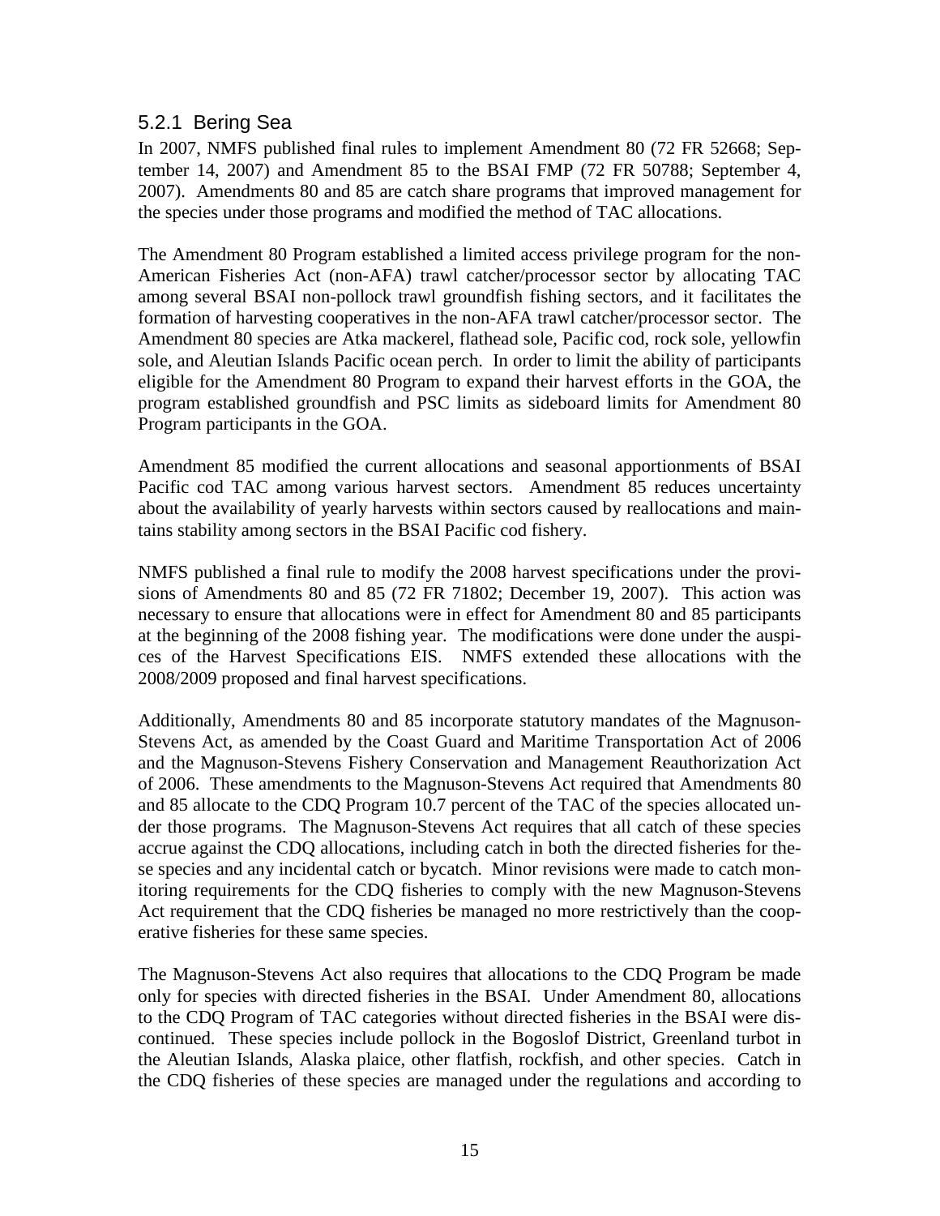### 5.2.1 Bering Sea

In 2007, NMFS published final rules to implement Amendment 80 (72 FR 52668; September 14, 2007) and Amendment 85 to the BSAI FMP (72 FR 50788; September 4, 2007). Amendments 80 and 85 are catch share programs that improved management for the species under those programs and modified the method of TAC allocations.

The Amendment 80 Program established a limited access privilege program for the non-American Fisheries Act (non-AFA) trawl catcher/processor sector by allocating TAC among several BSAI non-pollock trawl groundfish fishing sectors, and it facilitates the formation of harvesting cooperatives in the non-AFA trawl catcher/processor sector. The Amendment 80 species are Atka mackerel, flathead sole, Pacific cod, rock sole, yellowfin sole, and Aleutian Islands Pacific ocean perch. In order to limit the ability of participants eligible for the Amendment 80 Program to expand their harvest efforts in the GOA, the program established groundfish and PSC limits as sideboard limits for Amendment 80 Program participants in the GOA.

Amendment 85 modified the current allocations and seasonal apportionments of BSAI Pacific cod TAC among various harvest sectors. Amendment 85 reduces uncertainty about the availability of yearly harvests within sectors caused by reallocations and maintains stability among sectors in the BSAI Pacific cod fishery.

NMFS published a final rule to modify the 2008 harvest specifications under the provisions of Amendments 80 and 85 (72 FR 71802; December 19, 2007). This action was necessary to ensure that allocations were in effect for Amendment 80 and 85 participants at the beginning of the 2008 fishing year. The modifications were done under the auspices of the Harvest Specifications EIS. NMFS extended these allocations with the 2008/2009 proposed and final harvest specifications.

Additionally, Amendments 80 and 85 incorporate statutory mandates of the Magnuson-Stevens Act, as amended by the Coast Guard and Maritime Transportation Act of 2006 and the Magnuson-Stevens Fishery Conservation and Management Reauthorization Act of 2006. These amendments to the Magnuson-Stevens Act required that Amendments 80 and 85 allocate to the CDQ Program 10.7 percent of the TAC of the species allocated under those programs. The Magnuson-Stevens Act requires that all catch of these species accrue against the CDQ allocations, including catch in both the directed fisheries for these species and any incidental catch or bycatch. Minor revisions were made to catch monitoring requirements for the CDQ fisheries to comply with the new Magnuson-Stevens Act requirement that the CDQ fisheries be managed no more restrictively than the cooperative fisheries for these same species.

The Magnuson-Stevens Act also requires that allocations to the CDQ Program be made only for species with directed fisheries in the BSAI. Under Amendment 80, allocations to the CDQ Program of TAC categories without directed fisheries in the BSAI were discontinued. These species include pollock in the Bogoslof District, Greenland turbot in the Aleutian Islands, Alaska plaice, other flatfish, rockfish, and other species. Catch in the CDQ fisheries of these species are managed under the regulations and according to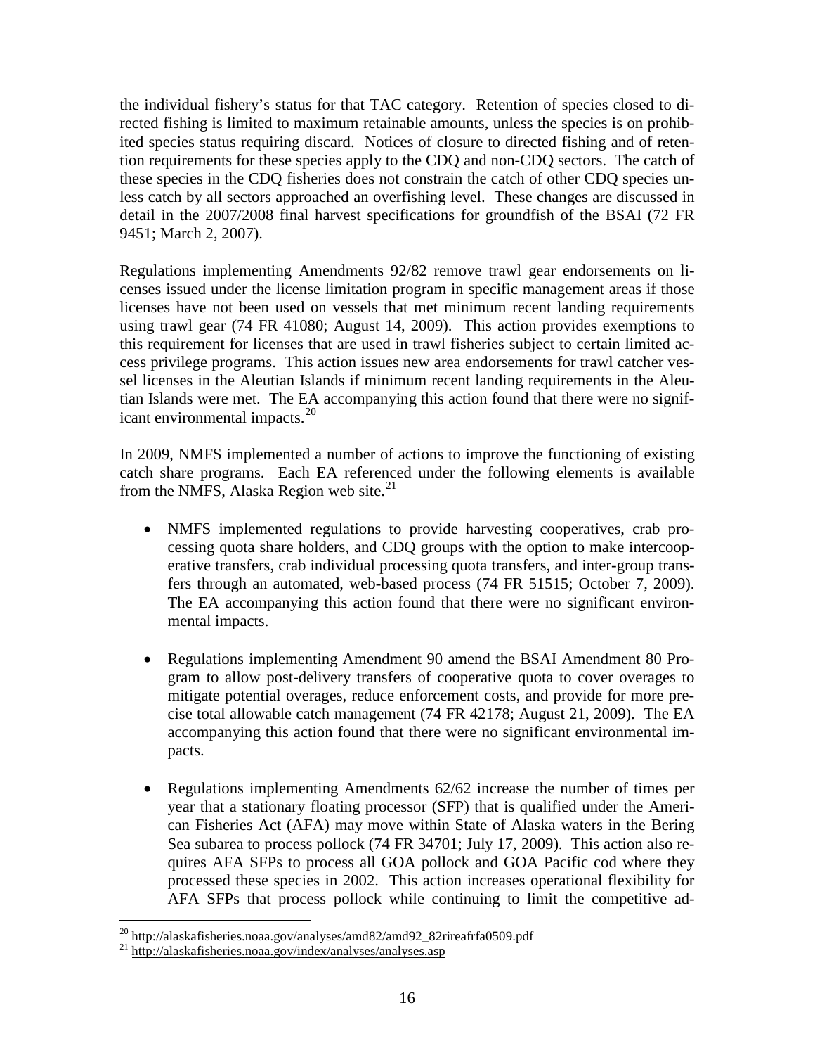the individual fishery's status for that TAC category. Retention of species closed to directed fishing is limited to maximum retainable amounts, unless the species is on prohibited species status requiring discard. Notices of closure to directed fishing and of retention requirements for these species apply to the CDQ and non-CDQ sectors. The catch of these species in the CDQ fisheries does not constrain the catch of other CDQ species unless catch by all sectors approached an overfishing level. These changes are discussed in detail in the 2007/2008 final harvest specifications for groundfish of the BSAI (72 FR 9451; March 2, 2007).

Regulations implementing Amendments 92/82 remove trawl gear endorsements on licenses issued under the license limitation program in specific management areas if those licenses have not been used on vessels that met minimum recent landing requirements using trawl gear (74 FR 41080; August 14, 2009). This action provides exemptions to this requirement for licenses that are used in trawl fisheries subject to certain limited access privilege programs. This action issues new area endorsements for trawl catcher vessel licenses in the Aleutian Islands if minimum recent landing requirements in the Aleutian Islands were met. The EA accompanying this action found that there were no significant environmental impacts.[20]

In 2009, NMFS implemented a number of actions to improve the functioning of existing catch share programs. Each EA referenced under the following elements is available from the NMFS, Alaska Region web site.[21]

- NMFS implemented regulations to provide harvesting cooperatives, crab processing quota share holders, and CDQ groups with the option to make intercooperative transfers, crab individual processing quota transfers, and inter-group transfers through an automated, web-based process (74 FR 51515; October 7, 2009). The EA accompanying this action found that there were no significant environmental impacts.

- Regulations implementing Amendment 90 amend the BSAI Amendment 80 Program to allow post-delivery transfers of cooperative quota to cover overages to mitigate potential overages, reduce enforcement costs, and provide for more precise total allowable catch management (74 FR 42178; August 21, 2009). The EA accompanying this action found that there were no significant environmental impacts.

- Regulations implementing Amendments 62/62 increase the number of times per year that a stationary floating processor (SFP) that is qualified under the American Fisheries Act (AFA) may move within State of Alaska waters in the Bering Sea subarea to process pollock (74 FR 34701; July 17, 2009). This action also requires AFA SFPs to process all GOA pollock and GOA Pacific cod where they processed these species in 2002. This action increases operational flexibility for AFA SFPs that process pollock while continuing to limit the competitive ad-

---

[20] http://alaskafisheries.noaa.gov/analyses/amd82/amd92_82rireafrfa0509.pdf

[21] http://alaskafisheries.noaa.gov/index/analyses/analyses.asp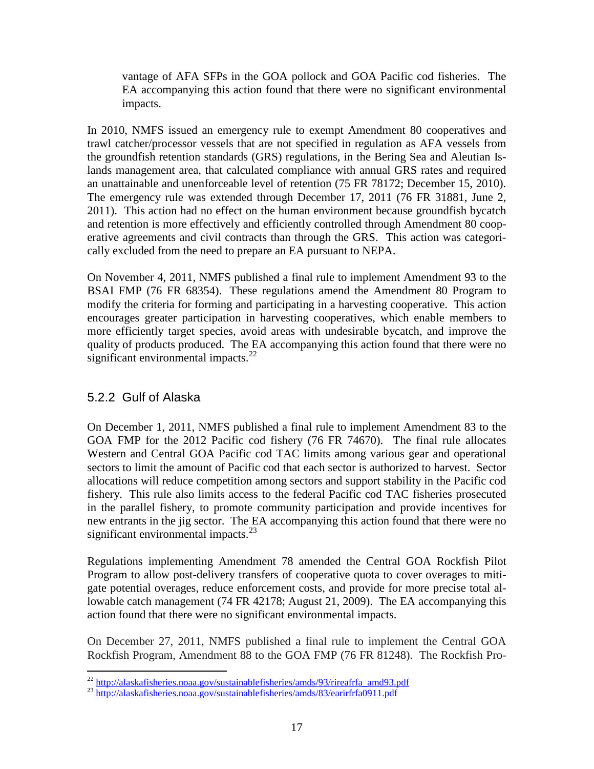vantage of AFA SFPs in the GOA pollock and GOA Pacific cod fisheries. The EA accompanying this action found that there were no significant environmental impacts.

In 2010, NMFS issued an emergency rule to exempt Amendment 80 cooperatives and trawl catcher/processor vessels that are not specified in regulation as AFA vessels from the groundfish retention standards (GRS) regulations, in the Bering Sea and Aleutian Islands management area, that calculated compliance with annual GRS rates and required an unattainable and unenforceable level of retention (75 FR 78172; December 15, 2010). The emergency rule was extended through December 17, 2011 (76 FR 31881, June 2, 2011). This action had no effect on the human environment because groundfish bycatch and retention is more effectively and efficiently controlled through Amendment 80 cooperative agreements and civil contracts than through the GRS. This action was categorically excluded from the need to prepare an EA pursuant to NEPA.

On November 4, 2011, NMFS published a final rule to implement Amendment 93 to the BSAI FMP (76 FR 68354). These regulations amend the Amendment 80 Program to modify the criteria for forming and participating in a harvesting cooperative. This action encourages greater participation in harvesting cooperatives, which enable members to more efficiently target species, avoid areas with undesirable bycatch, and improve the quality of products produced. The EA accompanying this action found that there were no significant environmental impacts.[22]

### 5.2.2 Gulf of Alaska

On December 1, 2011, NMFS published a final rule to implement Amendment 83 to the GOA FMP for the 2012 Pacific cod fishery (76 FR 74670). The final rule allocates Western and Central GOA Pacific cod TAC limits among various gear and operational sectors to limit the amount of Pacific cod that each sector is authorized to harvest. Sector allocations will reduce competition among sectors and support stability in the Pacific cod fishery. This rule also limits access to the federal Pacific cod TAC fisheries prosecuted in the parallel fishery, to promote community participation and provide incentives for new entrants in the jig sector. The EA accompanying this action found that there were no significant environmental impacts.[23]

Regulations implementing Amendment 78 amended the Central GOA Rockfish Pilot Program to allow post-delivery transfers of cooperative quota to cover overages to mitigate potential overages, reduce enforcement costs, and provide for more precise total allowable catch management (74 FR 42178; August 21, 2009). The EA accompanying this action found that there were no significant environmental impacts.

On December 27, 2011, NMFS published a final rule to implement the Central GOA Rockfish Program, Amendment 88 to the GOA FMP (76 FR 81248). The Rockfish Pro-

[22] http://alaskafisheries.noaa.gov/sustainablefisheries/amds/93/rireafrfa_amd93.pdf

[23] http://alaskafisheries.noaa.gov/sustainablefisheries/amds/83/earirfrfa0911.pdf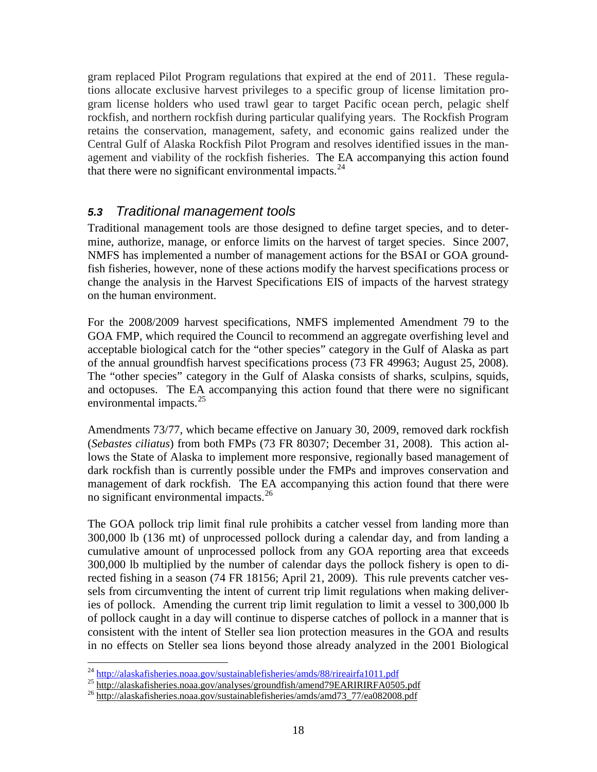gram replaced Pilot Program regulations that expired at the end of 2011. These regulations allocate exclusive harvest privileges to a specific group of license limitation program license holders who used trawl gear to target Pacific ocean perch, pelagic shelf rockfish, and northern rockfish during particular qualifying years. The Rockfish Program retains the conservation, management, safety, and economic gains realized under the Central Gulf of Alaska Rockfish Pilot Program and resolves identified issues in the management and viability of the rockfish fisheries. The EA accompanying this action found that there were no significant environmental impacts.[24]

## *5.3 Traditional management tools*

Traditional management tools are those designed to define target species, and to determine, authorize, manage, or enforce limits on the harvest of target species. Since 2007, NMFS has implemented a number of management actions for the BSAI or GOA groundfish fisheries, however, none of these actions modify the harvest specifications process or change the analysis in the Harvest Specifications EIS of impacts of the harvest strategy on the human environment.

For the 2008/2009 harvest specifications, NMFS implemented Amendment 79 to the GOA FMP, which required the Council to recommend an aggregate overfishing level and acceptable biological catch for the "other species" category in the Gulf of Alaska as part of the annual groundfish harvest specifications process (73 FR 49963; August 25, 2008). The "other species" category in the Gulf of Alaska consists of sharks, sculpins, squids, and octopuses. The EA accompanying this action found that there were no significant environmental impacts.[25]

Amendments 73/77, which became effective on January 30, 2009, removed dark rockfish (*Sebastes ciliatus*) from both FMPs (73 FR 80307; December 31, 2008). This action allows the State of Alaska to implement more responsive, regionally based management of dark rockfish than is currently possible under the FMPs and improves conservation and management of dark rockfish. The EA accompanying this action found that there were no significant environmental impacts.[26]

The GOA pollock trip limit final rule prohibits a catcher vessel from landing more than 300,000 lb (136 mt) of unprocessed pollock during a calendar day, and from landing a cumulative amount of unprocessed pollock from any GOA reporting area that exceeds 300,000 lb multiplied by the number of calendar days the pollock fishery is open to directed fishing in a season (74 FR 18156; April 21, 2009). This rule prevents catcher vessels from circumventing the intent of current trip limit regulations when making deliveries of pollock. Amending the current trip limit regulation to limit a vessel to 300,000 lb of pollock caught in a day will continue to disperse catches of pollock in a manner that is consistent with the intent of Steller sea lion protection measures in the GOA and results in no effects on Steller sea lions beyond those already analyzed in the 2001 Biological

---

[24] http://alaskafisheries.noaa.gov/sustainablefisheries/amds/88/rireairfa1011.pdf

[25] http://alaskafisheries.noaa.gov/analyses/groundfish/amend79EARIRIRFA0505.pdf

[26] http://alaskafisheries.noaa.gov/sustainablefisheries/amds/amd73_77/ea082008.pdf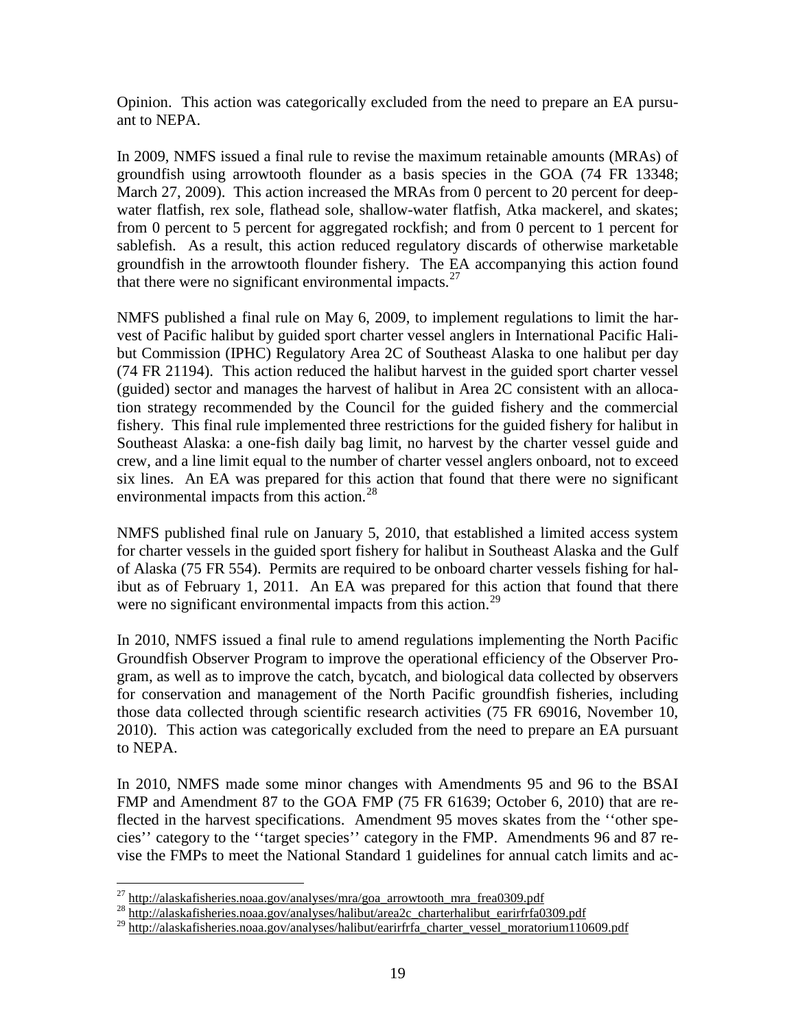Opinion. This action was categorically excluded from the need to prepare an EA pursuant to NEPA.

In 2009, NMFS issued a final rule to revise the maximum retainable amounts (MRAs) of groundfish using arrowtooth flounder as a basis species in the GOA (74 FR 13348; March 27, 2009). This action increased the MRAs from 0 percent to 20 percent for deep-water flatfish, rex sole, flathead sole, shallow-water flatfish, Atka mackerel, and skates; from 0 percent to 5 percent for aggregated rockfish; and from 0 percent to 1 percent for sablefish. As a result, this action reduced regulatory discards of otherwise marketable groundfish in the arrowtooth flounder fishery. The EA accompanying this action found that there were no significant environmental impacts.[27]

NMFS published a final rule on May 6, 2009, to implement regulations to limit the harvest of Pacific halibut by guided sport charter vessel anglers in International Pacific Halibut Commission (IPHC) Regulatory Area 2C of Southeast Alaska to one halibut per day (74 FR 21194). This action reduced the halibut harvest in the guided sport charter vessel (guided) sector and manages the harvest of halibut in Area 2C consistent with an allocation strategy recommended by the Council for the guided fishery and the commercial fishery. This final rule implemented three restrictions for the guided fishery for halibut in Southeast Alaska: a one-fish daily bag limit, no harvest by the charter vessel guide and crew, and a line limit equal to the number of charter vessel anglers onboard, not to exceed six lines. An EA was prepared for this action that found that there were no significant environmental impacts from this action.[28]

NMFS published final rule on January 5, 2010, that established a limited access system for charter vessels in the guided sport fishery for halibut in Southeast Alaska and the Gulf of Alaska (75 FR 554). Permits are required to be onboard charter vessels fishing for halibut as of February 1, 2011. An EA was prepared for this action that found that there were no significant environmental impacts from this action.[29]

In 2010, NMFS issued a final rule to amend regulations implementing the North Pacific Groundfish Observer Program to improve the operational efficiency of the Observer Program, as well as to improve the catch, bycatch, and biological data collected by observers for conservation and management of the North Pacific groundfish fisheries, including those data collected through scientific research activities (75 FR 69016, November 10, 2010). This action was categorically excluded from the need to prepare an EA pursuant to NEPA.

In 2010, NMFS made some minor changes with Amendments 95 and 96 to the BSAI FMP and Amendment 87 to the GOA FMP (75 FR 61639; October 6, 2010) that are reflected in the harvest specifications. Amendment 95 moves skates from the ''other species'' category to the ''target species'' category in the FMP. Amendments 96 and 87 revise the FMPs to meet the National Standard 1 guidelines for annual catch limits and ac-

---

[27] http://alaskafisheries.noaa.gov/analyses/mra/goa_arrowtooth_mra_frea0309.pdf

[28] http://alaskafisheries.noaa.gov/analyses/halibut/area2c_charterhalibut_earirfrfa0309.pdf

[29] http://alaskafisheries.noaa.gov/analyses/halibut/earirfrfa_charter_vessel_moratorium110609.pdf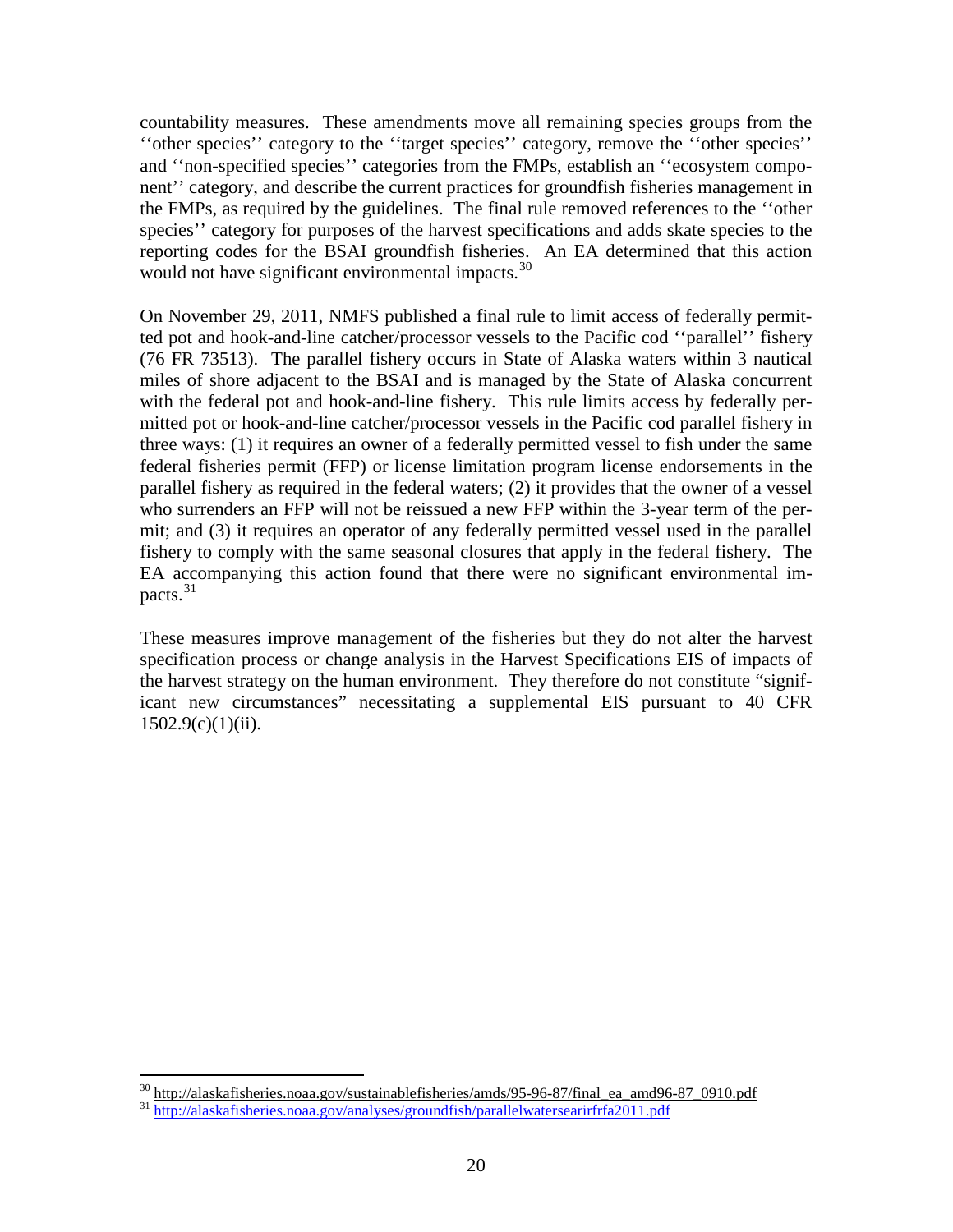countability measures. These amendments move all remaining species groups from the ''other species'' category to the ''target species'' category, remove the ''other species'' and ''non-specified species'' categories from the FMPs, establish an ''ecosystem component'' category, and describe the current practices for groundfish fisheries management in the FMPs, as required by the guidelines. The final rule removed references to the ''other species'' category for purposes of the harvest specifications and adds skate species to the reporting codes for the BSAI groundfish fisheries. An EA determined that this action would not have significant environmental impacts.[30]

On November 29, 2011, NMFS published a final rule to limit access of federally permitted pot and hook-and-line catcher/processor vessels to the Pacific cod ''parallel'' fishery (76 FR 73513). The parallel fishery occurs in State of Alaska waters within 3 nautical miles of shore adjacent to the BSAI and is managed by the State of Alaska concurrent with the federal pot and hook-and-line fishery. This rule limits access by federally permitted pot or hook-and-line catcher/processor vessels in the Pacific cod parallel fishery in three ways: (1) it requires an owner of a federally permitted vessel to fish under the same federal fisheries permit (FFP) or license limitation program license endorsements in the parallel fishery as required in the federal waters; (2) it provides that the owner of a vessel who surrenders an FFP will not be reissued a new FFP within the 3-year term of the permit; and (3) it requires an operator of any federally permitted vessel used in the parallel fishery to comply with the same seasonal closures that apply in the federal fishery. The EA accompanying this action found that there were no significant environmental impacts.[31]

These measures improve management of the fisheries but they do not alter the harvest specification process or change analysis in the Harvest Specifications EIS of impacts of the harvest strategy on the human environment. They therefore do not constitute "significant new circumstances" necessitating a supplemental EIS pursuant to 40 CFR 1502.9(c)(1)(ii).

[30] http://alaskafisheries.noaa.gov/sustainablefisheries/amds/95-96-87/final_ea_amd96-87_0910.pdf

[31] http://alaskafisheries.noaa.gov/analyses/groundfish/parallelwatersearirfrfa2011.pdf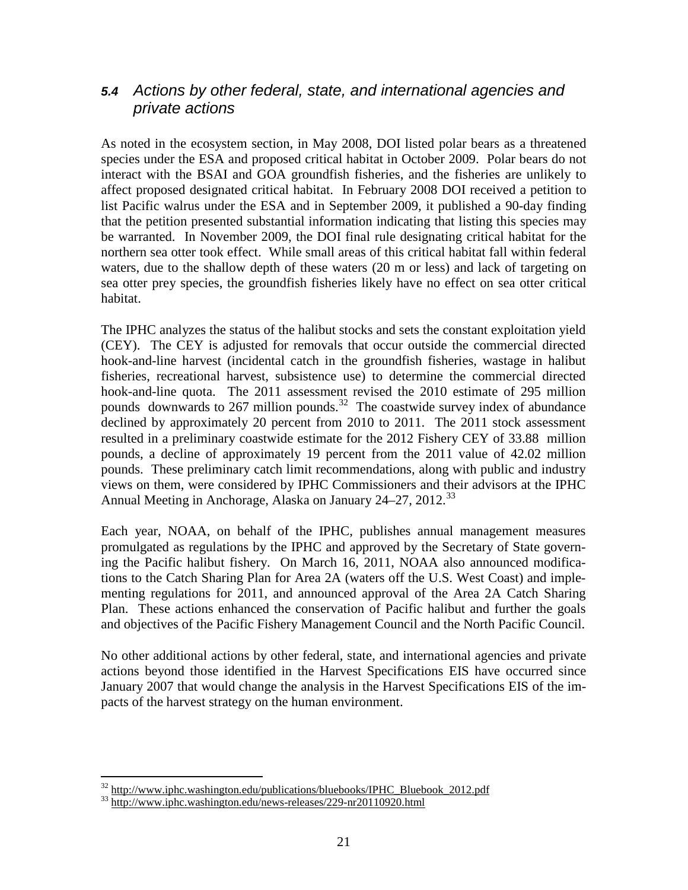## *5.4 Actions by other federal, state, and international agencies and private actions*

As noted in the ecosystem section, in May 2008, DOI listed polar bears as a threatened species under the ESA and proposed critical habitat in October 2009. Polar bears do not interact with the BSAI and GOA groundfish fisheries, and the fisheries are unlikely to affect proposed designated critical habitat. In February 2008 DOI received a petition to list Pacific walrus under the ESA and in September 2009, it published a 90-day finding that the petition presented substantial information indicating that listing this species may be warranted. In November 2009, the DOI final rule designating critical habitat for the northern sea otter took effect. While small areas of this critical habitat fall within federal waters, due to the shallow depth of these waters (20 m or less) and lack of targeting on sea otter prey species, the groundfish fisheries likely have no effect on sea otter critical habitat.

The IPHC analyzes the status of the halibut stocks and sets the constant exploitation yield (CEY). The CEY is adjusted for removals that occur outside the commercial directed hook-and-line harvest (incidental catch in the groundfish fisheries, wastage in halibut fisheries, recreational harvest, subsistence use) to determine the commercial directed hook-and-line quota. The 2011 assessment revised the 2010 estimate of 295 million pounds downwards to 267 million pounds.[32] The coastwide survey index of abundance declined by approximately 20 percent from 2010 to 2011. The 2011 stock assessment resulted in a preliminary coastwide estimate for the 2012 Fishery CEY of 33.88 million pounds, a decline of approximately 19 percent from the 2011 value of 42.02 million pounds. These preliminary catch limit recommendations, along with public and industry views on them, were considered by IPHC Commissioners and their advisors at the IPHC Annual Meeting in Anchorage, Alaska on January 24–27, 2012.[33]

Each year, NOAA, on behalf of the IPHC, publishes annual management measures promulgated as regulations by the IPHC and approved by the Secretary of State governing the Pacific halibut fishery. On March 16, 2011, NOAA also announced modifications to the Catch Sharing Plan for Area 2A (waters off the U.S. West Coast) and implementing regulations for 2011, and announced approval of the Area 2A Catch Sharing Plan. These actions enhanced the conservation of Pacific halibut and further the goals and objectives of the Pacific Fishery Management Council and the North Pacific Council.

No other additional actions by other federal, state, and international agencies and private actions beyond those identified in the Harvest Specifications EIS have occurred since January 2007 that would change the analysis in the Harvest Specifications EIS of the impacts of the harvest strategy on the human environment.

---

[32] http://www.iphc.washington.edu/publications/bluebooks/IPHC_Bluebook_2012.pdf

[33] http://www.iphc.washington.edu/news-releases/229-nr20110920.html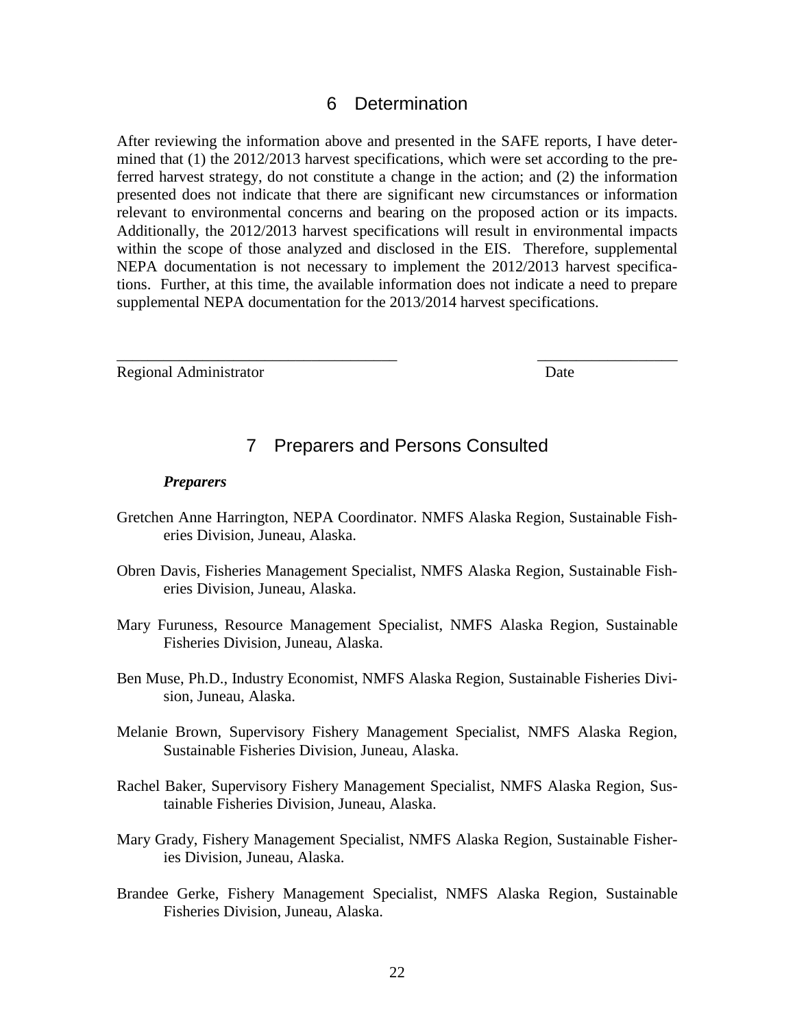# 6 Determination

After reviewing the information above and presented in the SAFE reports, I have determined that (1) the 2012/2013 harvest specifications, which were set according to the preferred harvest strategy, do not constitute a change in the action; and (2) the information presented does not indicate that there are significant new circumstances or information relevant to environmental concerns and bearing on the proposed action or its impacts. Additionally, the 2012/2013 harvest specifications will result in environmental impacts within the scope of those analyzed and disclosed in the EIS. Therefore, supplemental NEPA documentation is not necessary to implement the 2012/2013 harvest specifications. Further, at this time, the available information does not indicate a need to prepare supplemental NEPA documentation for the 2013/2014 harvest specifications.

_____________________________________ __________________

Regional Administrator Date

# 7 Preparers and Persons Consulted

***Preparers***

Gretchen Anne Harrington, NEPA Coordinator. NMFS Alaska Region, Sustainable Fisheries Division, Juneau, Alaska.

Obren Davis, Fisheries Management Specialist, NMFS Alaska Region, Sustainable Fisheries Division, Juneau, Alaska.

Mary Furuness, Resource Management Specialist, NMFS Alaska Region, Sustainable Fisheries Division, Juneau, Alaska.

Ben Muse, Ph.D., Industry Economist, NMFS Alaska Region, Sustainable Fisheries Division, Juneau, Alaska.

Melanie Brown, Supervisory Fishery Management Specialist, NMFS Alaska Region, Sustainable Fisheries Division, Juneau, Alaska.

Rachel Baker, Supervisory Fishery Management Specialist, NMFS Alaska Region, Sustainable Fisheries Division, Juneau, Alaska.

Mary Grady, Fishery Management Specialist, NMFS Alaska Region, Sustainable Fisheries Division, Juneau, Alaska.

Brandee Gerke, Fishery Management Specialist, NMFS Alaska Region, Sustainable Fisheries Division, Juneau, Alaska.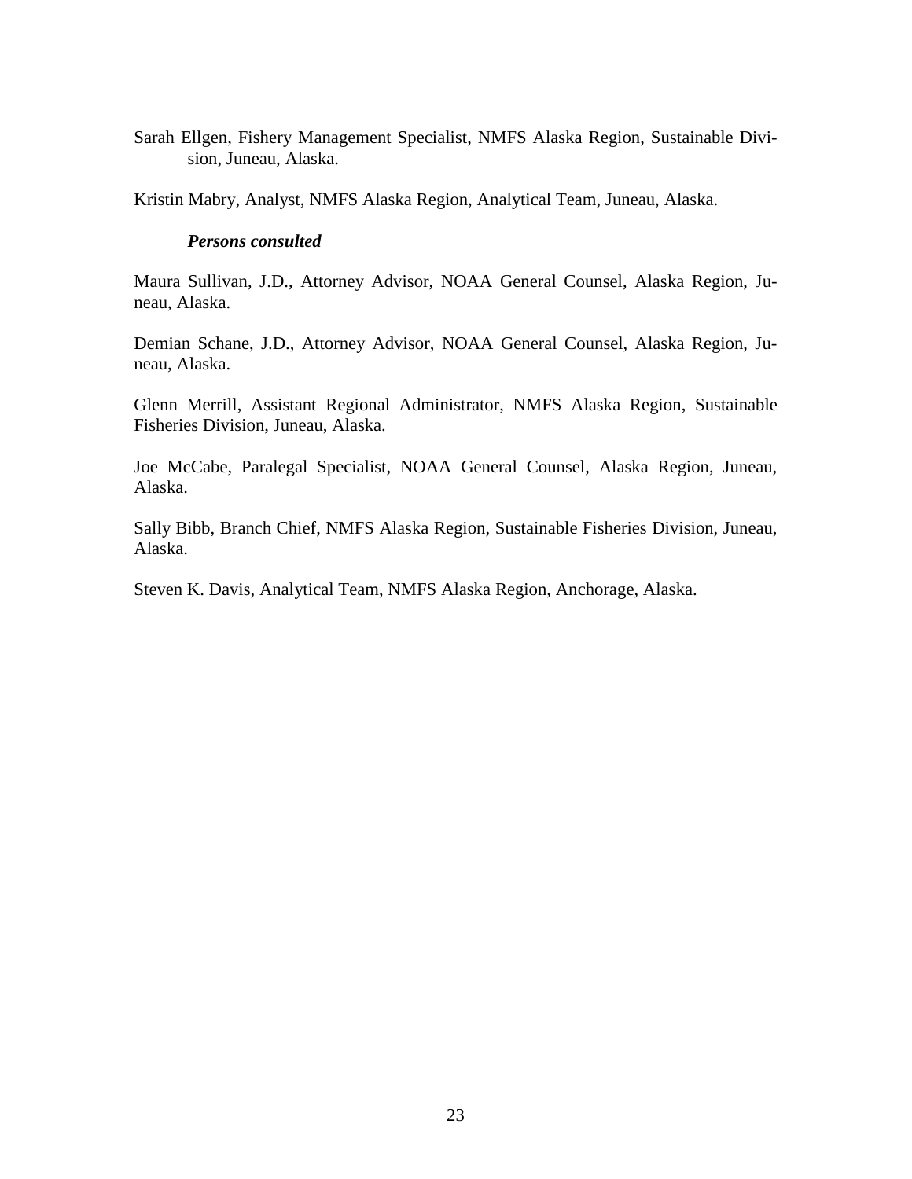Sarah Ellgen, Fishery Management Specialist, NMFS Alaska Region, Sustainable Division, Juneau, Alaska.

Kristin Mabry, Analyst, NMFS Alaska Region, Analytical Team, Juneau, Alaska.

***Persons consulted***

Maura Sullivan, J.D., Attorney Advisor, NOAA General Counsel, Alaska Region, Juneau, Alaska.

Demian Schane, J.D., Attorney Advisor, NOAA General Counsel, Alaska Region, Juneau, Alaska.

Glenn Merrill, Assistant Regional Administrator, NMFS Alaska Region, Sustainable Fisheries Division, Juneau, Alaska.

Joe McCabe, Paralegal Specialist, NOAA General Counsel, Alaska Region, Juneau, Alaska.

Sally Bibb, Branch Chief, NMFS Alaska Region, Sustainable Fisheries Division, Juneau, Alaska.

Steven K. Davis, Analytical Team, NMFS Alaska Region, Anchorage, Alaska.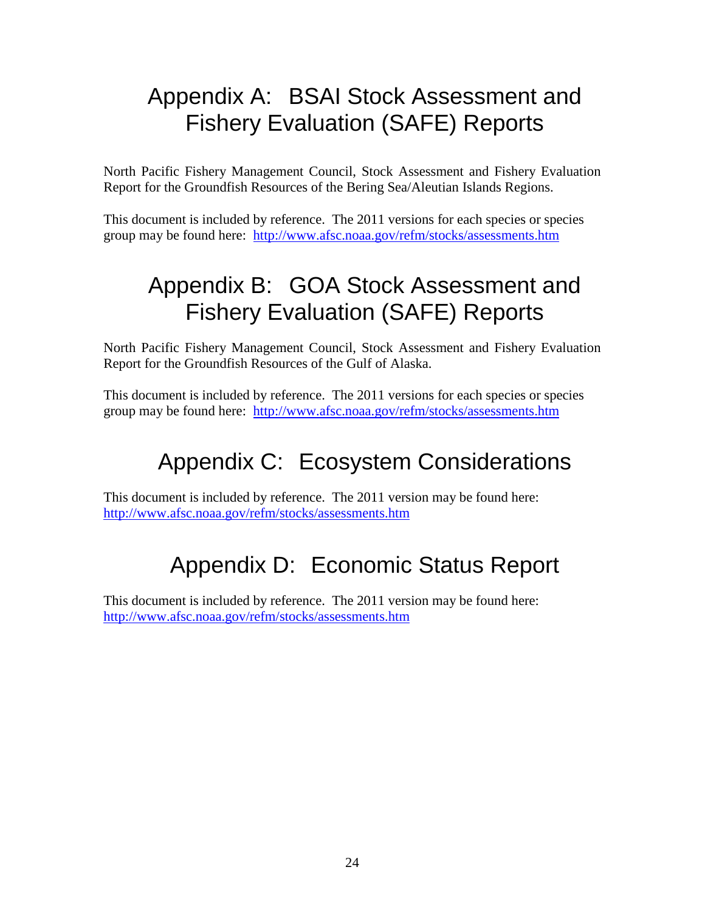# Appendix A: BSAI Stock Assessment and Fishery Evaluation (SAFE) Reports

North Pacific Fishery Management Council, Stock Assessment and Fishery Evaluation Report for the Groundfish Resources of the Bering Sea/Aleutian Islands Regions.

This document is included by reference. The 2011 versions for each species or species group may be found here: http://www.afsc.noaa.gov/refm/stocks/assessments.htm

# Appendix B: GOA Stock Assessment and Fishery Evaluation (SAFE) Reports

North Pacific Fishery Management Council, Stock Assessment and Fishery Evaluation Report for the Groundfish Resources of the Gulf of Alaska.

This document is included by reference. The 2011 versions for each species or species group may be found here: http://www.afsc.noaa.gov/refm/stocks/assessments.htm

# Appendix C: Ecosystem Considerations

This document is included by reference. The 2011 version may be found here: http://www.afsc.noaa.gov/refm/stocks/assessments.htm

# Appendix D: Economic Status Report

This document is included by reference. The 2011 version may be found here: http://www.afsc.noaa.gov/refm/stocks/assessments.htm